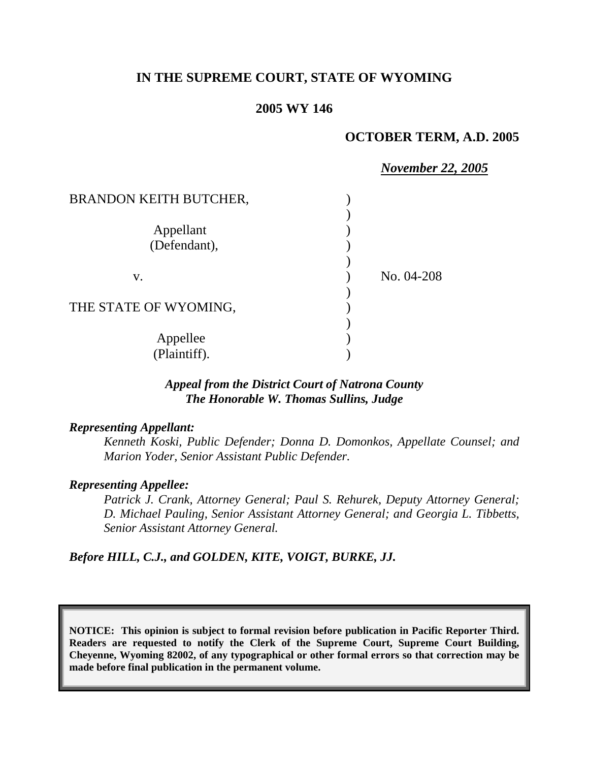**IN THE SUPREME COURT, STATE OF WYOMING**

**2005 WY 146**

**OCTOBER TERM, A.D. 2005**

***November 22, 2005***

BRANDON KEITH BUTCHER,

Appellant
(Defendant),

v.

THE STATE OF WYOMING,

Appellee
(Plaintiff).

No. 04-208

***Appeal from the District Court of Natrona County***
***The Honorable W. Thomas Sullins, Judge***

***Representing Appellant:***

*Kenneth Koski, Public Defender; Donna D. Domonkos, Appellate Counsel; and Marion Yoder, Senior Assistant Public Defender.*

***Representing Appellee:***

*Patrick J. Crank, Attorney General; Paul S. Rehurek, Deputy Attorney General; D. Michael Pauling, Senior Assistant Attorney General; and Georgia L. Tibbetts, Senior Assistant Attorney General.*

***Before HILL, C.J., and GOLDEN, KITE, VOIGT, BURKE, JJ.***

**NOTICE: This opinion is subject to formal revision before publication in Pacific Reporter Third. Readers are requested to notify the Clerk of the Supreme Court, Supreme Court Building, Cheyenne, Wyoming 82002, of any typographical or other formal errors so that correction may be made before final publication in the permanent volume.**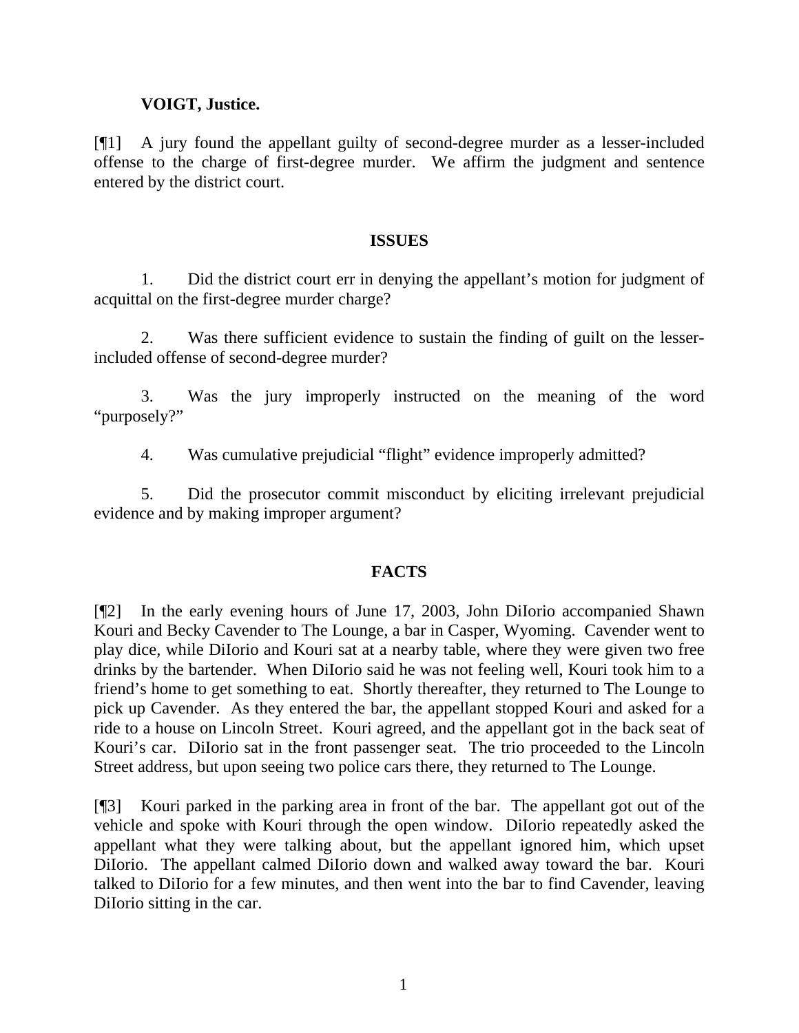**VOIGT, Justice.**

[¶1] A jury found the appellant guilty of second-degree murder as a lesser-included offense to the charge of first-degree murder. We affirm the judgment and sentence entered by the district court.

## ISSUES

1. Did the district court err in denying the appellant's motion for judgment of acquittal on the first-degree murder charge?

2. Was there sufficient evidence to sustain the finding of guilt on the lesser-included offense of second-degree murder?

3. Was the jury improperly instructed on the meaning of the word "purposely?"

4. Was cumulative prejudicial "flight" evidence improperly admitted?

5. Did the prosecutor commit misconduct by eliciting irrelevant prejudicial evidence and by making improper argument?

## FACTS

[¶2] In the early evening hours of June 17, 2003, John DiIorio accompanied Shawn Kouri and Becky Cavender to The Lounge, a bar in Casper, Wyoming. Cavender went to play dice, while DiIorio and Kouri sat at a nearby table, where they were given two free drinks by the bartender. When DiIorio said he was not feeling well, Kouri took him to a friend's home to get something to eat. Shortly thereafter, they returned to The Lounge to pick up Cavender. As they entered the bar, the appellant stopped Kouri and asked for a ride to a house on Lincoln Street. Kouri agreed, and the appellant got in the back seat of Kouri's car. DiIorio sat in the front passenger seat. The trio proceeded to the Lincoln Street address, but upon seeing two police cars there, they returned to The Lounge.

[¶3] Kouri parked in the parking area in front of the bar. The appellant got out of the vehicle and spoke with Kouri through the open window. DiIorio repeatedly asked the appellant what they were talking about, but the appellant ignored him, which upset DiIorio. The appellant calmed DiIorio down and walked away toward the bar. Kouri talked to DiIorio for a few minutes, and then went into the bar to find Cavender, leaving DiIorio sitting in the car.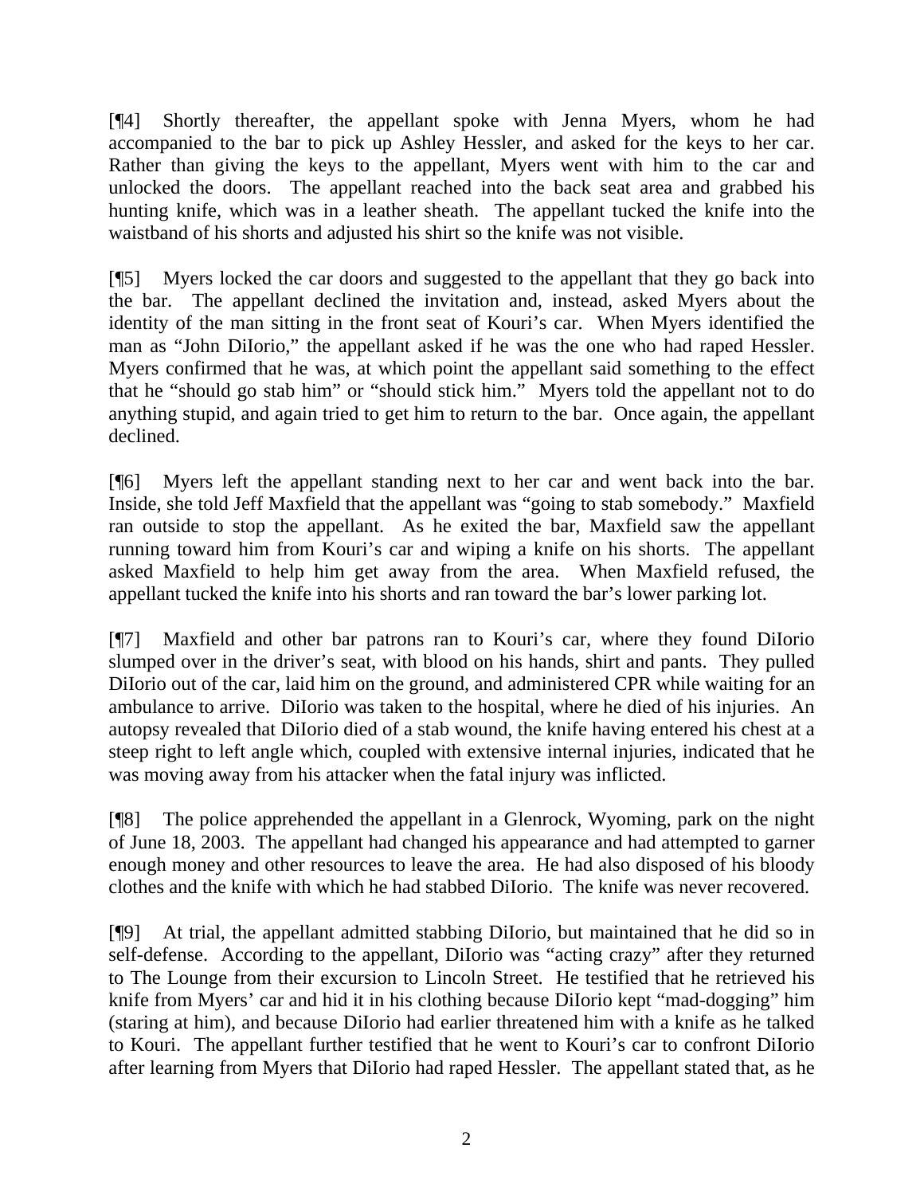[¶4] Shortly thereafter, the appellant spoke with Jenna Myers, whom he had accompanied to the bar to pick up Ashley Hessler, and asked for the keys to her car. Rather than giving the keys to the appellant, Myers went with him to the car and unlocked the doors. The appellant reached into the back seat area and grabbed his hunting knife, which was in a leather sheath. The appellant tucked the knife into the waistband of his shorts and adjusted his shirt so the knife was not visible.

[¶5] Myers locked the car doors and suggested to the appellant that they go back into the bar. The appellant declined the invitation and, instead, asked Myers about the identity of the man sitting in the front seat of Kouri's car. When Myers identified the man as "John DiIorio," the appellant asked if he was the one who had raped Hessler. Myers confirmed that he was, at which point the appellant said something to the effect that he "should go stab him" or "should stick him." Myers told the appellant not to do anything stupid, and again tried to get him to return to the bar. Once again, the appellant declined.

[¶6] Myers left the appellant standing next to her car and went back into the bar. Inside, she told Jeff Maxfield that the appellant was "going to stab somebody." Maxfield ran outside to stop the appellant. As he exited the bar, Maxfield saw the appellant running toward him from Kouri's car and wiping a knife on his shorts. The appellant asked Maxfield to help him get away from the area. When Maxfield refused, the appellant tucked the knife into his shorts and ran toward the bar's lower parking lot.

[¶7] Maxfield and other bar patrons ran to Kouri's car, where they found DiIorio slumped over in the driver's seat, with blood on his hands, shirt and pants. They pulled DiIorio out of the car, laid him on the ground, and administered CPR while waiting for an ambulance to arrive. DiIorio was taken to the hospital, where he died of his injuries. An autopsy revealed that DiIorio died of a stab wound, the knife having entered his chest at a steep right to left angle which, coupled with extensive internal injuries, indicated that he was moving away from his attacker when the fatal injury was inflicted.

[¶8] The police apprehended the appellant in a Glenrock, Wyoming, park on the night of June 18, 2003. The appellant had changed his appearance and had attempted to garner enough money and other resources to leave the area. He had also disposed of his bloody clothes and the knife with which he had stabbed DiIorio. The knife was never recovered.

[¶9] At trial, the appellant admitted stabbing DiIorio, but maintained that he did so in self-defense. According to the appellant, DiIorio was "acting crazy" after they returned to The Lounge from their excursion to Lincoln Street. He testified that he retrieved his knife from Myers' car and hid it in his clothing because DiIorio kept "mad-dogging" him (staring at him), and because DiIorio had earlier threatened him with a knife as he talked to Kouri. The appellant further testified that he went to Kouri's car to confront DiIorio after learning from Myers that DiIorio had raped Hessler. The appellant stated that, as he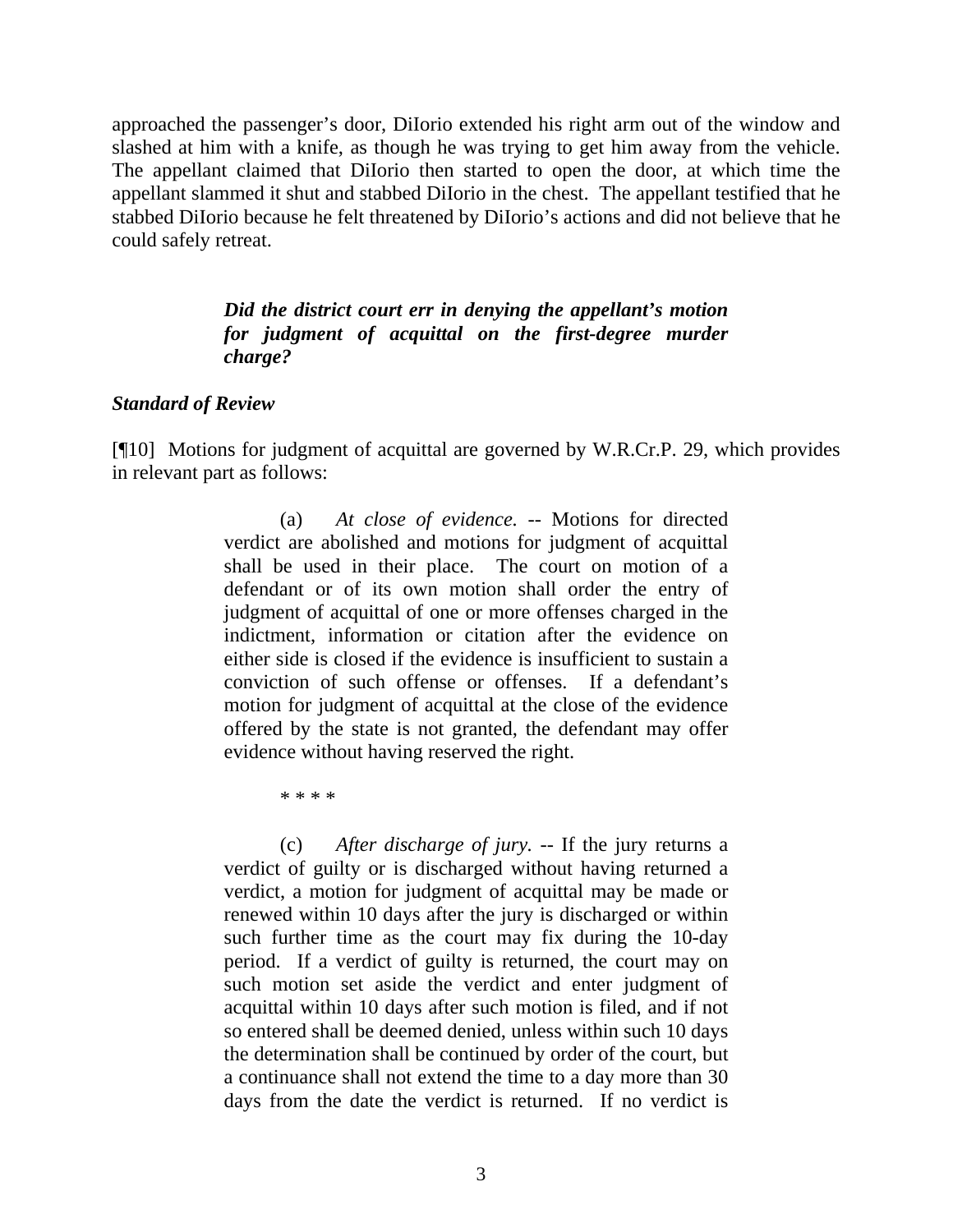approached the passenger's door, DiIorio extended his right arm out of the window and slashed at him with a knife, as though he was trying to get him away from the vehicle. The appellant claimed that DiIorio then started to open the door, at which time the appellant slammed it shut and stabbed DiIorio in the chest. The appellant testified that he stabbed DiIorio because he felt threatened by DiIorio's actions and did not believe that he could safely retreat.

> ***Did the district court err in denying the appellant's motion for judgment of acquittal on the first-degree murder charge?***

***Standard of Review***

[¶10] Motions for judgment of acquittal are governed by W.R.Cr.P. 29, which provides in relevant part as follows:

> (a) *At close of evidence.* -- Motions for directed verdict are abolished and motions for judgment of acquittal shall be used in their place. The court on motion of a defendant or of its own motion shall order the entry of judgment of acquittal of one or more offenses charged in the indictment, information or citation after the evidence on either side is closed if the evidence is insufficient to sustain a conviction of such offense or offenses. If a defendant's motion for judgment of acquittal at the close of the evidence offered by the state is not granted, the defendant may offer evidence without having reserved the right.
>
> * * * *
>
> (c) *After discharge of jury.* -- If the jury returns a verdict of guilty or is discharged without having returned a verdict, a motion for judgment of acquittal may be made or renewed within 10 days after the jury is discharged or within such further time as the court may fix during the 10-day period. If a verdict of guilty is returned, the court may on such motion set aside the verdict and enter judgment of acquittal within 10 days after such motion is filed, and if not so entered shall be deemed denied, unless within such 10 days the determination shall be continued by order of the court, but a continuance shall not extend the time to a day more than 30 days from the date the verdict is returned. If no verdict is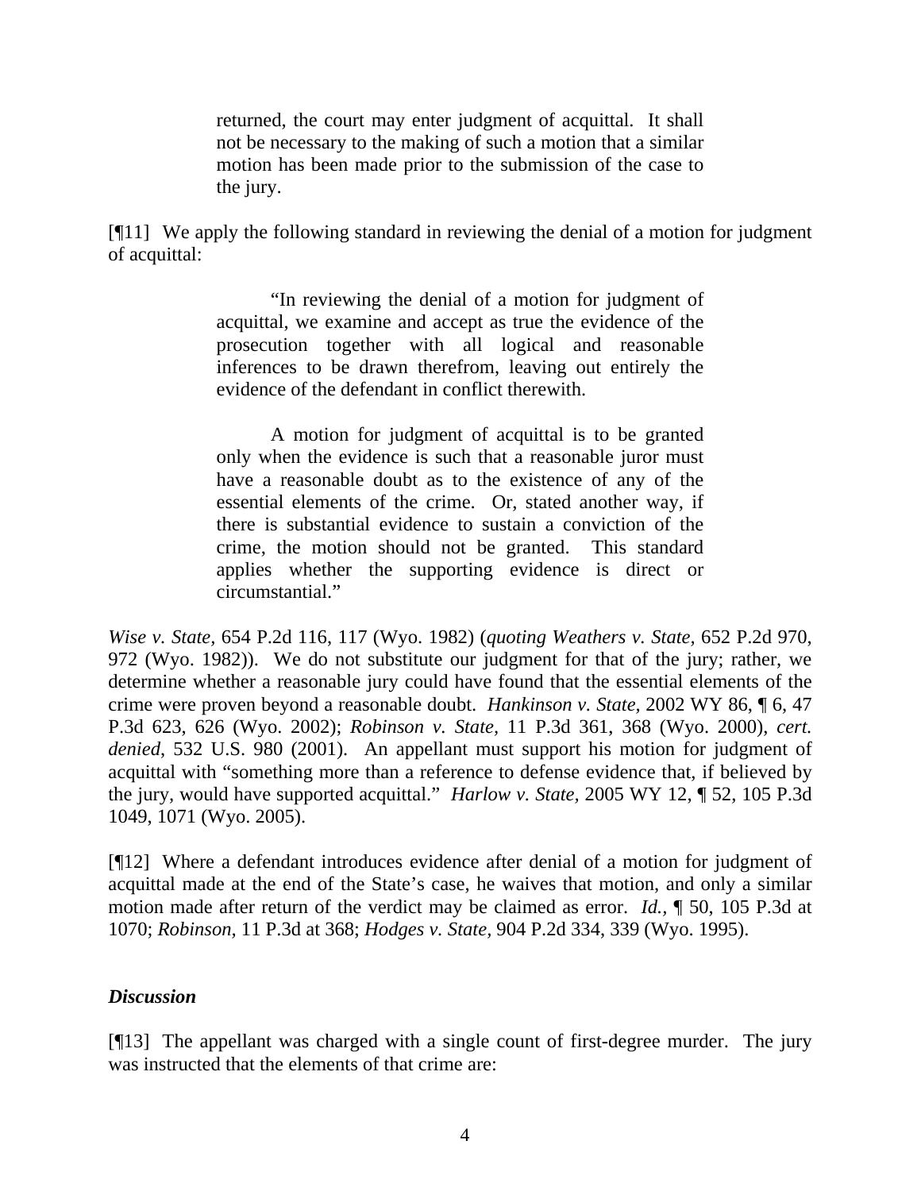> returned, the court may enter judgment of acquittal. It shall not be necessary to the making of such a motion that a similar motion has been made prior to the submission of the case to the jury.

[¶11] We apply the following standard in reviewing the denial of a motion for judgment of acquittal:

> "In reviewing the denial of a motion for judgment of acquittal, we examine and accept as true the evidence of the prosecution together with all logical and reasonable inferences to be drawn therefrom, leaving out entirely the evidence of the defendant in conflict therewith.
>
> A motion for judgment of acquittal is to be granted only when the evidence is such that a reasonable juror must have a reasonable doubt as to the existence of any of the essential elements of the crime. Or, stated another way, if there is substantial evidence to sustain a conviction of the crime, the motion should not be granted. This standard applies whether the supporting evidence is direct or circumstantial."

*Wise v. State*, 654 P.2d 116, 117 (Wyo. 1982) (*quoting Weathers v. State*, 652 P.2d 970, 972 (Wyo. 1982)). We do not substitute our judgment for that of the jury; rather, we determine whether a reasonable jury could have found that the essential elements of the crime were proven beyond a reasonable doubt. *Hankinson v. State*, 2002 WY 86, ¶ 6, 47 P.3d 623, 626 (Wyo. 2002); *Robinson v. State*, 11 P.3d 361, 368 (Wyo. 2000), *cert. denied*, 532 U.S. 980 (2001). An appellant must support his motion for judgment of acquittal with "something more than a reference to defense evidence that, if believed by the jury, would have supported acquittal." *Harlow v. State*, 2005 WY 12, ¶ 52, 105 P.3d 1049, 1071 (Wyo. 2005).

[¶12] Where a defendant introduces evidence after denial of a motion for judgment of acquittal made at the end of the State's case, he waives that motion, and only a similar motion made after return of the verdict may be claimed as error. *Id.*, ¶ 50, 105 P.3d at 1070; *Robinson*, 11 P.3d at 368; *Hodges v. State*, 904 P.2d 334, 339 (Wyo. 1995).

### *Discussion*

[¶13] The appellant was charged with a single count of first-degree murder. The jury was instructed that the elements of that crime are: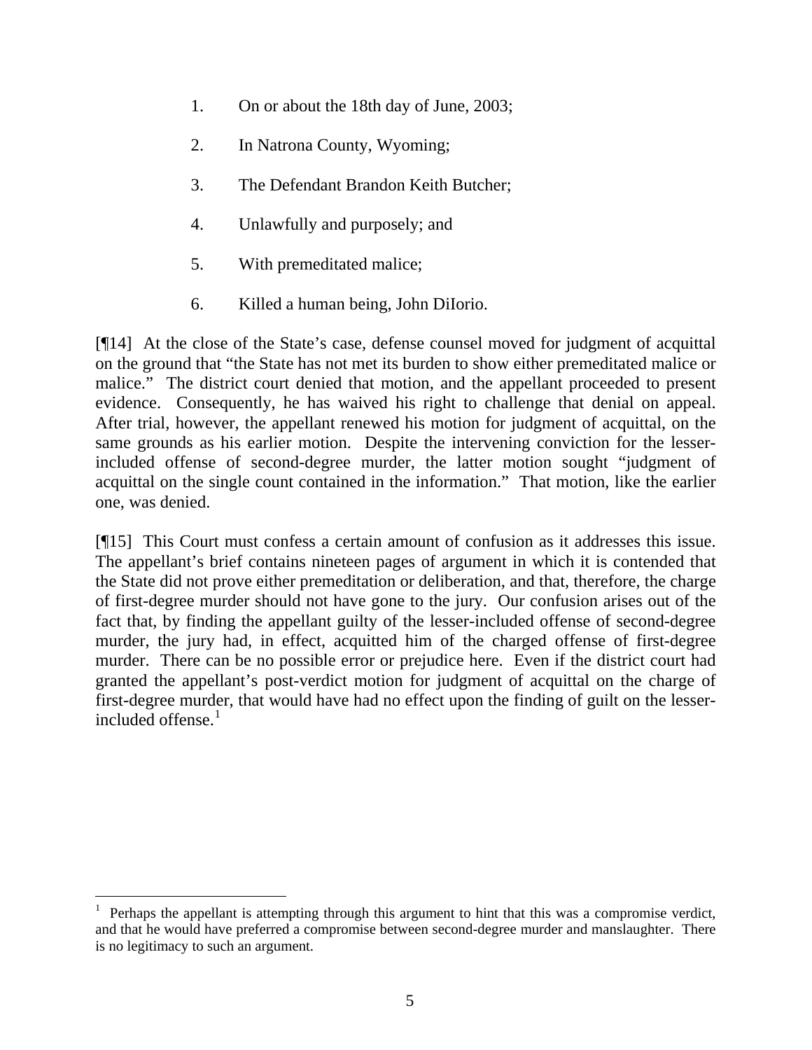1. On or about the 18th day of June, 2003;

2. In Natrona County, Wyoming;

3. The Defendant Brandon Keith Butcher;

4. Unlawfully and purposely; and

5. With premeditated malice;

6. Killed a human being, John DiIorio.

[¶14] At the close of the State's case, defense counsel moved for judgment of acquittal on the ground that "the State has not met its burden to show either premeditated malice or malice." The district court denied that motion, and the appellant proceeded to present evidence. Consequently, he has waived his right to challenge that denial on appeal. After trial, however, the appellant renewed his motion for judgment of acquittal, on the same grounds as his earlier motion. Despite the intervening conviction for the lesser-included offense of second-degree murder, the latter motion sought "judgment of acquittal on the single count contained in the information." That motion, like the earlier one, was denied.

[¶15] This Court must confess a certain amount of confusion as it addresses this issue. The appellant's brief contains nineteen pages of argument in which it is contended that the State did not prove either premeditation or deliberation, and that, therefore, the charge of first-degree murder should not have gone to the jury. Our confusion arises out of the fact that, by finding the appellant guilty of the lesser-included offense of second-degree murder, the jury had, in effect, acquitted him of the charged offense of first-degree murder. There can be no possible error or prejudice here. Even if the district court had granted the appellant's post-verdict motion for judgment of acquittal on the charge of first-degree murder, that would have had no effect upon the finding of guilt on the lesser-included offense.[1]

---

[1] Perhaps the appellant is attempting through this argument to hint that this was a compromise verdict, and that he would have preferred a compromise between second-degree murder and manslaughter. There is no legitimacy to such an argument.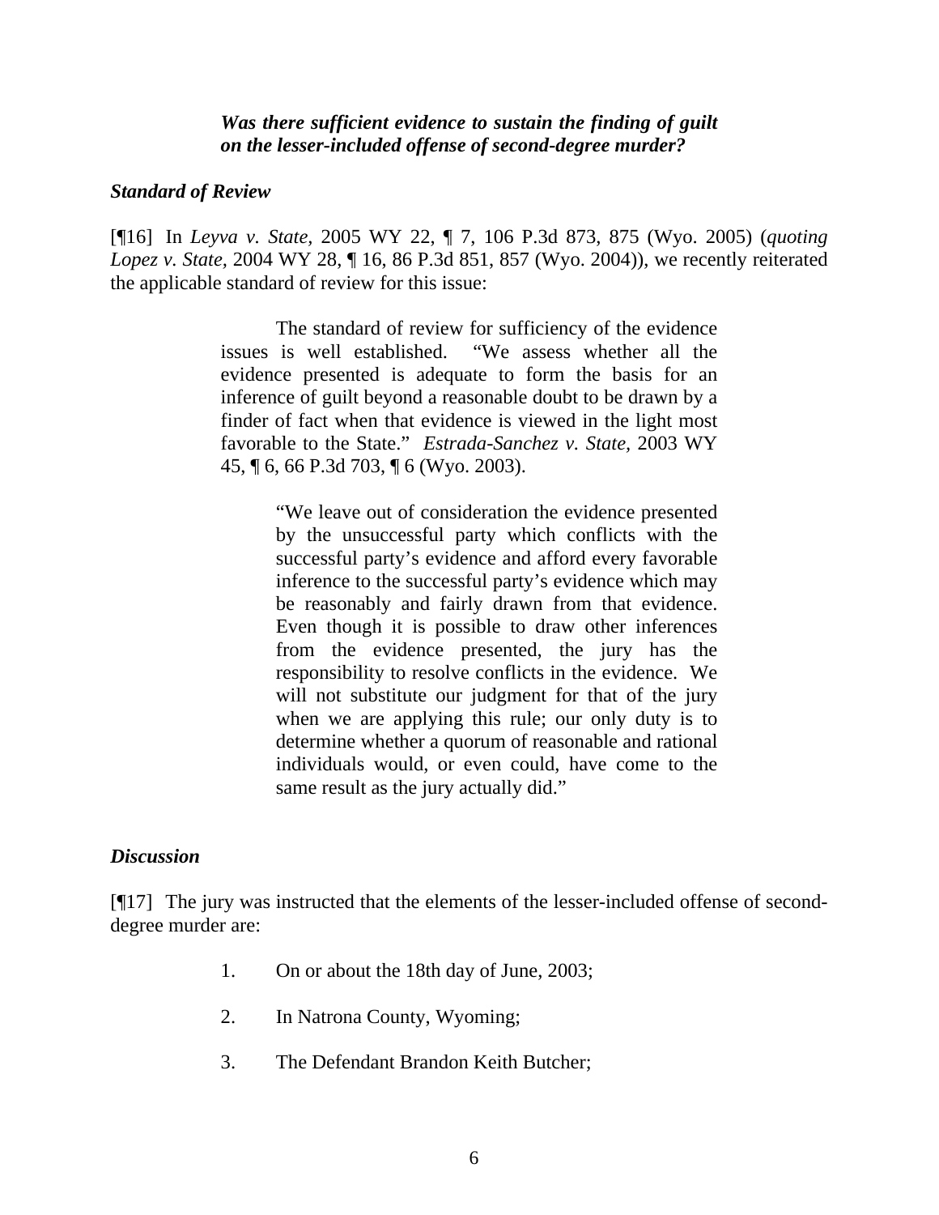***Was there sufficient evidence to sustain the finding of guilt on the lesser-included offense of second-degree murder?***

### *Standard of Review*

[¶16] In *Leyva v. State*, 2005 WY 22, ¶ 7, 106 P.3d 873, 875 (Wyo. 2005) (*quoting Lopez v. State,* 2004 WY 28, ¶ 16, 86 P.3d 851, 857 (Wyo. 2004)), we recently reiterated the applicable standard of review for this issue:

> The standard of review for sufficiency of the evidence issues is well established. "We assess whether all the evidence presented is adequate to form the basis for an inference of guilt beyond a reasonable doubt to be drawn by a finder of fact when that evidence is viewed in the light most favorable to the State." *Estrada-Sanchez v. State,* 2003 WY 45, ¶ 6, 66 P.3d 703, ¶ 6 (Wyo. 2003).
>
> > "We leave out of consideration the evidence presented by the unsuccessful party which conflicts with the successful party's evidence and afford every favorable inference to the successful party's evidence which may be reasonably and fairly drawn from that evidence. Even though it is possible to draw other inferences from the evidence presented, the jury has the responsibility to resolve conflicts in the evidence. We will not substitute our judgment for that of the jury when we are applying this rule; our only duty is to determine whether a quorum of reasonable and rational individuals would, or even could, have come to the same result as the jury actually did."

### *Discussion*

[¶17] The jury was instructed that the elements of the lesser-included offense of second-degree murder are:

> 1. On or about the 18th day of June, 2003;
>
> 2. In Natrona County, Wyoming;
>
> 3. The Defendant Brandon Keith Butcher;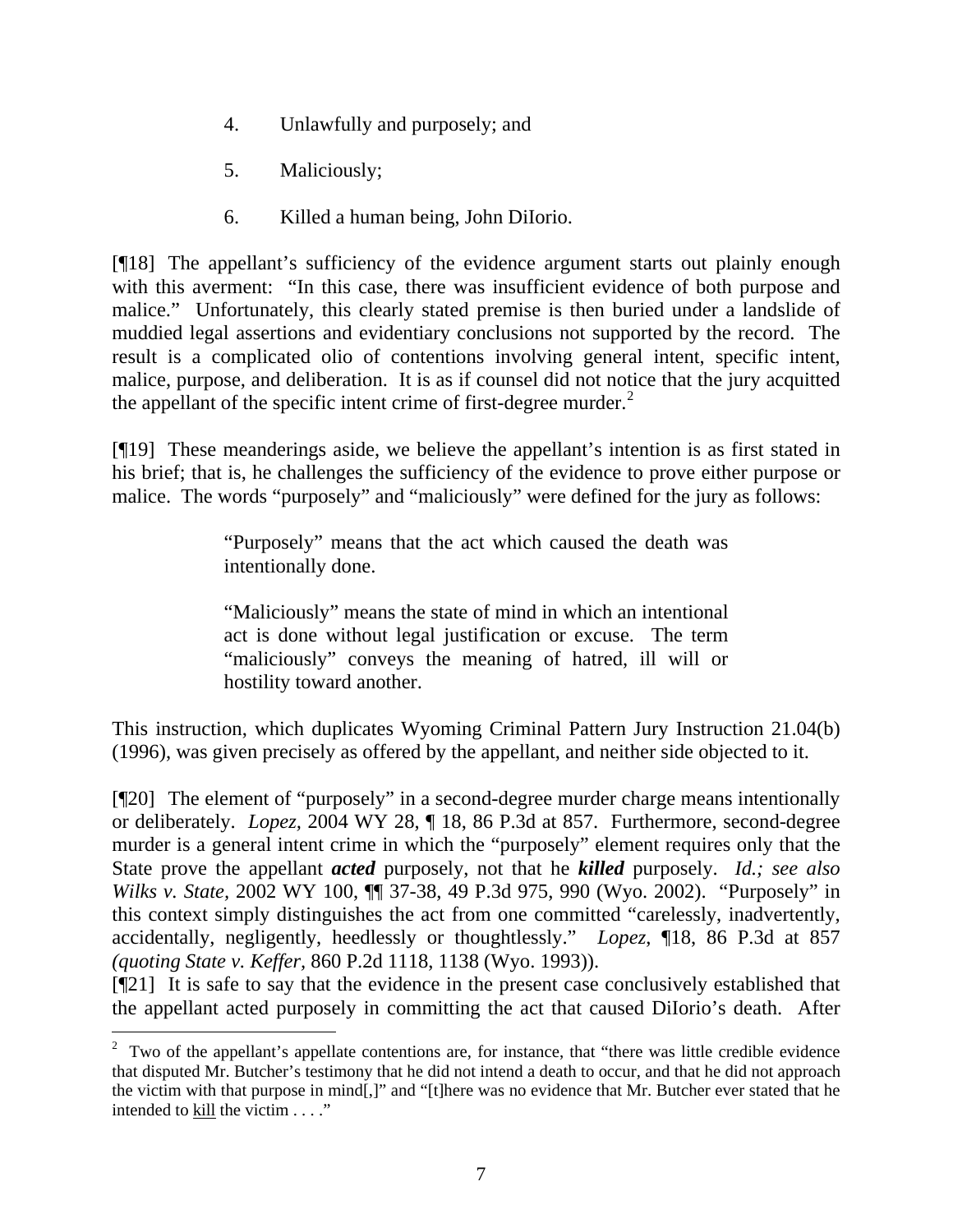4. Unlawfully and purposely; and

5. Maliciously;

6. Killed a human being, John DiIorio.

[¶18] The appellant's sufficiency of the evidence argument starts out plainly enough with this averment: "In this case, there was insufficient evidence of both purpose and malice." Unfortunately, this clearly stated premise is then buried under a landslide of muddied legal assertions and evidentiary conclusions not supported by the record. The result is a complicated olio of contentions involving general intent, specific intent, malice, purpose, and deliberation. It is as if counsel did not notice that the jury acquitted the appellant of the specific intent crime of first-degree murder.[2]

[¶19] These meanderings aside, we believe the appellant's intention is as first stated in his brief; that is, he challenges the sufficiency of the evidence to prove either purpose or malice. The words "purposely" and "maliciously" were defined for the jury as follows:

> "Purposely" means that the act which caused the death was intentionally done.
>
> "Maliciously" means the state of mind in which an intentional act is done without legal justification or excuse. The term "maliciously" conveys the meaning of hatred, ill will or hostility toward another.

This instruction, which duplicates Wyoming Criminal Pattern Jury Instruction 21.04(b) (1996), was given precisely as offered by the appellant, and neither side objected to it.

[¶20] The element of "purposely" in a second-degree murder charge means intentionally or deliberately. *Lopez,* 2004 WY 28, ¶ 18, 86 P.3d at 857. Furthermore, second-degree murder is a general intent crime in which the "purposely" element requires only that the State prove the appellant ***acted*** purposely, not that he ***killed*** purposely. *Id.; see also Wilks v. State,* 2002 WY 100, ¶¶ 37-38, 49 P.3d 975, 990 (Wyo. 2002). "Purposely" in this context simply distinguishes the act from one committed "carelessly, inadvertently, accidentally, negligently, heedlessly or thoughtlessly." *Lopez*, ¶18, 86 P.3d at 857 *(quoting State v. Keffer,* 860 P.2d 1118, 1138 (Wyo. 1993)).

[¶21] It is safe to say that the evidence in the present case conclusively established that the appellant acted purposely in committing the act that caused DiIorio's death. After

---

[2] Two of the appellant's appellate contentions are, for instance, that "there was little credible evidence that disputed Mr. Butcher's testimony that he did not intend a death to occur, and that he did not approach the victim with that purpose in mind[,]" and "[t]here was no evidence that Mr. Butcher ever stated that he intended to <u>kill</u> the victim . . . ."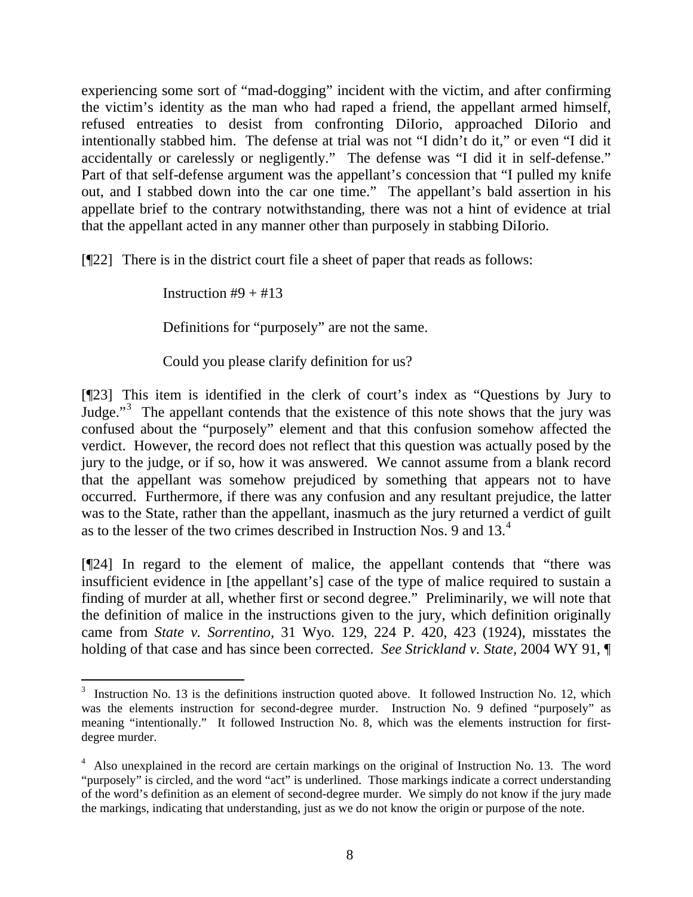experiencing some sort of "mad-dogging" incident with the victim, and after confirming the victim's identity as the man who had raped a friend, the appellant armed himself, refused entreaties to desist from confronting DiIorio, approached DiIorio and intentionally stabbed him. The defense at trial was not "I didn't do it," or even "I did it accidentally or carelessly or negligently." The defense was "I did it in self-defense." Part of that self-defense argument was the appellant's concession that "I pulled my knife out, and I stabbed down into the car one time." The appellant's bald assertion in his appellate brief to the contrary notwithstanding, there was not a hint of evidence at trial that the appellant acted in any manner other than purposely in stabbing DiIorio.

[¶22] There is in the district court file a sheet of paper that reads as follows:

> Instruction #9 + #13
>
> Definitions for "purposely" are not the same.
>
> Could you please clarify definition for us?

[¶23] This item is identified in the clerk of court's index as "Questions by Jury to Judge."[3] The appellant contends that the existence of this note shows that the jury was confused about the "purposely" element and that this confusion somehow affected the verdict. However, the record does not reflect that this question was actually posed by the jury to the judge, or if so, how it was answered. We cannot assume from a blank record that the appellant was somehow prejudiced by something that appears not to have occurred. Furthermore, if there was any confusion and any resultant prejudice, the latter was to the State, rather than the appellant, inasmuch as the jury returned a verdict of guilt as to the lesser of the two crimes described in Instruction Nos. 9 and 13.[4]

[¶24] In regard to the element of malice, the appellant contends that "there was insufficient evidence in [the appellant's] case of the type of malice required to sustain a finding of murder at all, whether first or second degree." Preliminarily, we will note that the definition of malice in the instructions given to the jury, which definition originally came from *State v. Sorrentino*, 31 Wyo. 129, 224 P. 420, 423 (1924), misstates the holding of that case and has since been corrected. *See Strickland v. State*, 2004 WY 91, ¶

---

[3] Instruction No. 13 is the definitions instruction quoted above. It followed Instruction No. 12, which was the elements instruction for second-degree murder. Instruction No. 9 defined "purposely" as meaning "intentionally." It followed Instruction No. 8, which was the elements instruction for first-degree murder.

[4] Also unexplained in the record are certain markings on the original of Instruction No. 13. The word "purposely" is circled, and the word "act" is underlined. Those markings indicate a correct understanding of the word's definition as an element of second-degree murder. We simply do not know if the jury made the markings, indicating that understanding, just as we do not know the origin or purpose of the note.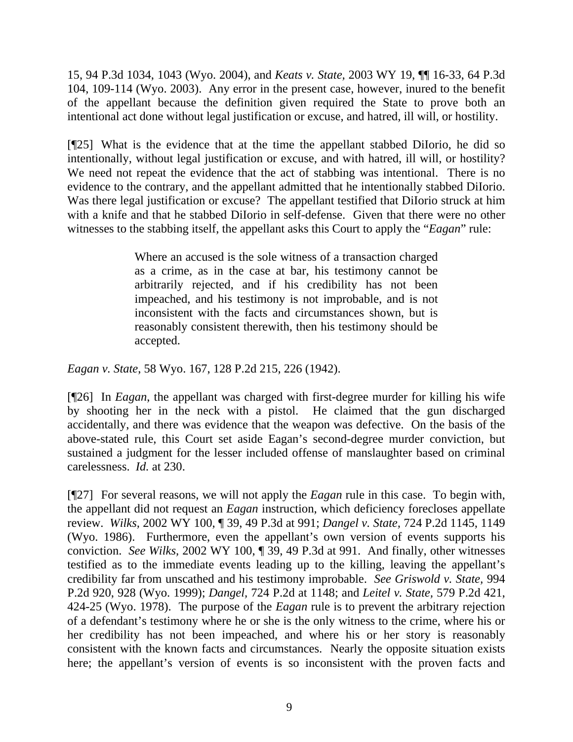15, 94 P.3d 1034, 1043 (Wyo. 2004), and *Keats v. State,* 2003 WY 19, ¶¶ 16-33, 64 P.3d 104, 109-114 (Wyo. 2003). Any error in the present case, however, inured to the benefit of the appellant because the definition given required the State to prove both an intentional act done without legal justification or excuse, and hatred, ill will, or hostility.

[¶25] What is the evidence that at the time the appellant stabbed DiIorio, he did so intentionally, without legal justification or excuse, and with hatred, ill will, or hostility? We need not repeat the evidence that the act of stabbing was intentional. There is no evidence to the contrary, and the appellant admitted that he intentionally stabbed DiIorio. Was there legal justification or excuse? The appellant testified that DiIorio struck at him with a knife and that he stabbed DiIorio in self-defense. Given that there were no other witnesses to the stabbing itself, the appellant asks this Court to apply the "*Eagan*" rule:

> Where an accused is the sole witness of a transaction charged as a crime, as in the case at bar, his testimony cannot be arbitrarily rejected, and if his credibility has not been impeached, and his testimony is not improbable, and is not inconsistent with the facts and circumstances shown, but is reasonably consistent therewith, then his testimony should be accepted.

*Eagan v. State*, 58 Wyo. 167, 128 P.2d 215, 226 (1942).

[¶26] In *Eagan*, the appellant was charged with first-degree murder for killing his wife by shooting her in the neck with a pistol. He claimed that the gun discharged accidentally, and there was evidence that the weapon was defective. On the basis of the above-stated rule, this Court set aside Eagan's second-degree murder conviction, but sustained a judgment for the lesser included offense of manslaughter based on criminal carelessness. *Id.* at 230.

[¶27] For several reasons, we will not apply the *Eagan* rule in this case. To begin with, the appellant did not request an *Eagan* instruction, which deficiency forecloses appellate review. *Wilks*, 2002 WY 100, ¶ 39, 49 P.3d at 991; *Dangel v. State*, 724 P.2d 1145, 1149 (Wyo. 1986). Furthermore, even the appellant's own version of events supports his conviction. *See Wilks*, 2002 WY 100, ¶ 39, 49 P.3d at 991. And finally, other witnesses testified as to the immediate events leading up to the killing, leaving the appellant's credibility far from unscathed and his testimony improbable. *See Griswold v. State*, 994 P.2d 920, 928 (Wyo. 1999); *Dangel*, 724 P.2d at 1148; and *Leitel v. State*, 579 P.2d 421, 424-25 (Wyo. 1978). The purpose of the *Eagan* rule is to prevent the arbitrary rejection of a defendant's testimony where he or she is the only witness to the crime, where his or her credibility has not been impeached, and where his or her story is reasonably consistent with the known facts and circumstances. Nearly the opposite situation exists here; the appellant's version of events is so inconsistent with the proven facts and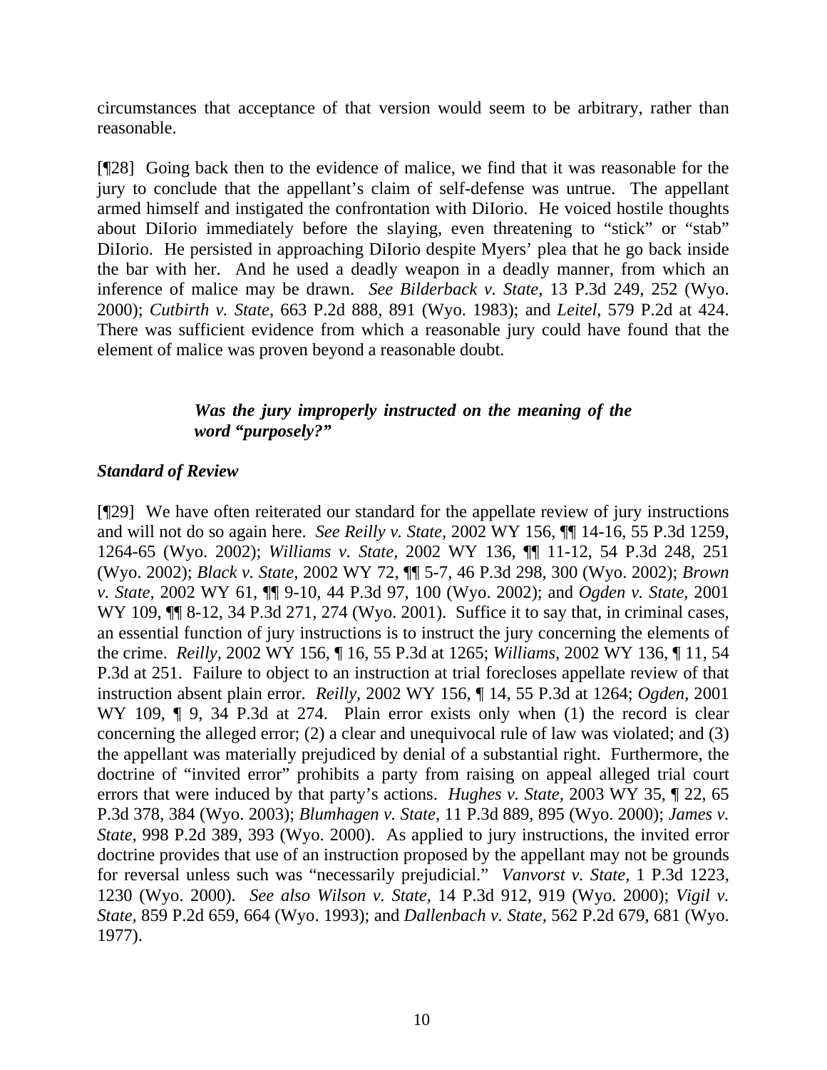circumstances that acceptance of that version would seem to be arbitrary, rather than reasonable.

[¶28] Going back then to the evidence of malice, we find that it was reasonable for the jury to conclude that the appellant's claim of self-defense was untrue. The appellant armed himself and instigated the confrontation with DiIorio. He voiced hostile thoughts about DiIorio immediately before the slaying, even threatening to "stick" or "stab" DiIorio. He persisted in approaching DiIorio despite Myers' plea that he go back inside the bar with her. And he used a deadly weapon in a deadly manner, from which an inference of malice may be drawn. *See Bilderback v. State*, 13 P.3d 249, 252 (Wyo. 2000); *Cutbirth v. State*, 663 P.2d 888, 891 (Wyo. 1983); and *Leitel*, 579 P.2d at 424. There was sufficient evidence from which a reasonable jury could have found that the element of malice was proven beyond a reasonable doubt.

***Was the jury improperly instructed on the meaning of the word "purposely?"***

***Standard of Review***

[¶29] We have often reiterated our standard for the appellate review of jury instructions and will not do so again here. *See Reilly v. State*, 2002 WY 156, ¶¶ 14-16, 55 P.3d 1259, 1264-65 (Wyo. 2002); *Williams v. State*, 2002 WY 136, ¶¶ 11-12, 54 P.3d 248, 251 (Wyo. 2002); *Black v. State*, 2002 WY 72, ¶¶ 5-7, 46 P.3d 298, 300 (Wyo. 2002); *Brown v. State*, 2002 WY 61, ¶¶ 9-10, 44 P.3d 97, 100 (Wyo. 2002); and *Ogden v. State*, 2001 WY 109, ¶¶ 8-12, 34 P.3d 271, 274 (Wyo. 2001). Suffice it to say that, in criminal cases, an essential function of jury instructions is to instruct the jury concerning the elements of the crime. *Reilly*, 2002 WY 156, ¶ 16, 55 P.3d at 1265; *Williams*, 2002 WY 136, ¶ 11, 54 P.3d at 251. Failure to object to an instruction at trial forecloses appellate review of that instruction absent plain error. *Reilly*, 2002 WY 156, ¶ 14, 55 P.3d at 1264; *Ogden*, 2001 WY 109, ¶ 9, 34 P.3d at 274. Plain error exists only when (1) the record is clear concerning the alleged error; (2) a clear and unequivocal rule of law was violated; and (3) the appellant was materially prejudiced by denial of a substantial right. Furthermore, the doctrine of "invited error" prohibits a party from raising on appeal alleged trial court errors that were induced by that party's actions. *Hughes v. State*, 2003 WY 35, ¶ 22, 65 P.3d 378, 384 (Wyo. 2003); *Blumhagen v. State*, 11 P.3d 889, 895 (Wyo. 2000); *James v. State*, 998 P.2d 389, 393 (Wyo. 2000). As applied to jury instructions, the invited error doctrine provides that use of an instruction proposed by the appellant may not be grounds for reversal unless such was "necessarily prejudicial." *Vanvorst v. State*, 1 P.3d 1223, 1230 (Wyo. 2000). *See also Wilson v. State*, 14 P.3d 912, 919 (Wyo. 2000); *Vigil v. State*, 859 P.2d 659, 664 (Wyo. 1993); and *Dallenbach v. State*, 562 P.2d 679, 681 (Wyo. 1977).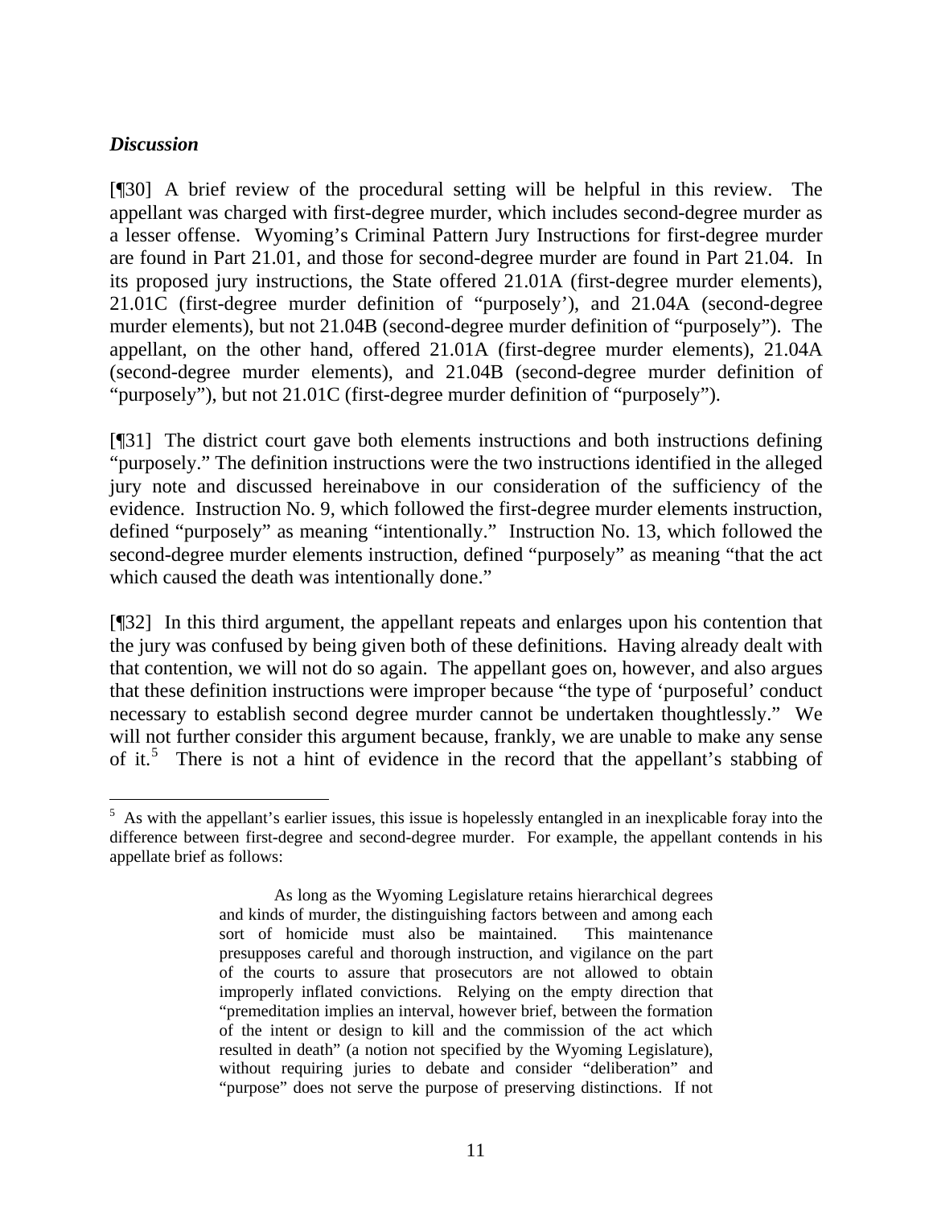### *Discussion*

[¶30] A brief review of the procedural setting will be helpful in this review. The appellant was charged with first-degree murder, which includes second-degree murder as a lesser offense. Wyoming's Criminal Pattern Jury Instructions for first-degree murder are found in Part 21.01, and those for second-degree murder are found in Part 21.04. In its proposed jury instructions, the State offered 21.01A (first-degree murder elements), 21.01C (first-degree murder definition of "purposely'), and 21.04A (second-degree murder elements), but not 21.04B (second-degree murder definition of "purposely"). The appellant, on the other hand, offered 21.01A (first-degree murder elements), 21.04A (second-degree murder elements), and 21.04B (second-degree murder definition of "purposely"), but not 21.01C (first-degree murder definition of "purposely").

[¶31] The district court gave both elements instructions and both instructions defining "purposely." The definition instructions were the two instructions identified in the alleged jury note and discussed hereinabove in our consideration of the sufficiency of the evidence. Instruction No. 9, which followed the first-degree murder elements instruction, defined "purposely" as meaning "intentionally." Instruction No. 13, which followed the second-degree murder elements instruction, defined "purposely" as meaning "that the act which caused the death was intentionally done."

[¶32] In this third argument, the appellant repeats and enlarges upon his contention that the jury was confused by being given both of these definitions. Having already dealt with that contention, we will not do so again. The appellant goes on, however, and also argues that these definition instructions were improper because "the type of 'purposeful' conduct necessary to establish second degree murder cannot be undertaken thoughtlessly." We will not further consider this argument because, frankly, we are unable to make any sense of it.[5] There is not a hint of evidence in the record that the appellant's stabbing of

---

[5] As with the appellant's earlier issues, this issue is hopelessly entangled in an inexplicable foray into the difference between first-degree and second-degree murder. For example, the appellant contends in his appellate brief as follows:

> As long as the Wyoming Legislature retains hierarchical degrees and kinds of murder, the distinguishing factors between and among each sort of homicide must also be maintained. This maintenance presupposes careful and thorough instruction, and vigilance on the part of the courts to assure that prosecutors are not allowed to obtain improperly inflated convictions. Relying on the empty direction that "premeditation implies an interval, however brief, between the formation of the intent or design to kill and the commission of the act which resulted in death" (a notion not specified by the Wyoming Legislature), without requiring juries to debate and consider "deliberation" and "purpose" does not serve the purpose of preserving distinctions. If not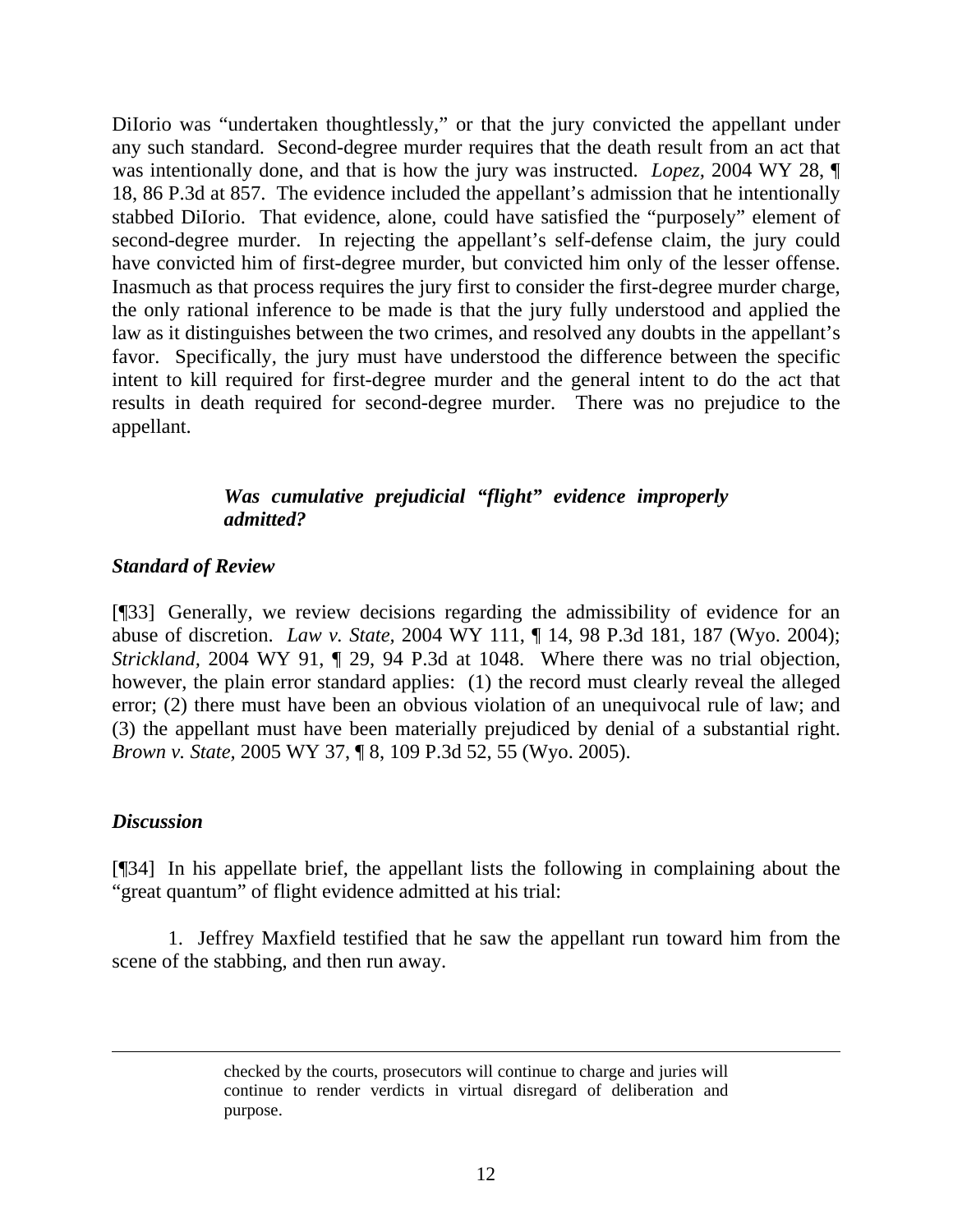DiIorio was "undertaken thoughtlessly," or that the jury convicted the appellant under any such standard. Second-degree murder requires that the death result from an act that was intentionally done, and that is how the jury was instructed. *Lopez*, 2004 WY 28, ¶ 18, 86 P.3d at 857. The evidence included the appellant's admission that he intentionally stabbed DiIorio. That evidence, alone, could have satisfied the "purposely" element of second-degree murder. In rejecting the appellant's self-defense claim, the jury could have convicted him of first-degree murder, but convicted him only of the lesser offense. Inasmuch as that process requires the jury first to consider the first-degree murder charge, the only rational inference to be made is that the jury fully understood and applied the law as it distinguishes between the two crimes, and resolved any doubts in the appellant's favor. Specifically, the jury must have understood the difference between the specific intent to kill required for first-degree murder and the general intent to do the act that results in death required for second-degree murder. There was no prejudice to the appellant.

***Was cumulative prejudicial "flight" evidence improperly admitted?***

### *Standard of Review*

[¶33] Generally, we review decisions regarding the admissibility of evidence for an abuse of discretion. *Law v. State*, 2004 WY 111, ¶ 14, 98 P.3d 181, 187 (Wyo. 2004); *Strickland*, 2004 WY 91, ¶ 29, 94 P.3d at 1048. Where there was no trial objection, however, the plain error standard applies: (1) the record must clearly reveal the alleged error; (2) there must have been an obvious violation of an unequivocal rule of law; and (3) the appellant must have been materially prejudiced by denial of a substantial right. *Brown v. State*, 2005 WY 37, ¶ 8, 109 P.3d 52, 55 (Wyo. 2005).

### *Discussion*

[¶34] In his appellate brief, the appellant lists the following in complaining about the "great quantum" of flight evidence admitted at his trial:

1. Jeffrey Maxfield testified that he saw the appellant run toward him from the scene of the stabbing, and then run away.

---

checked by the courts, prosecutors will continue to charge and juries will continue to render verdicts in virtual disregard of deliberation and purpose.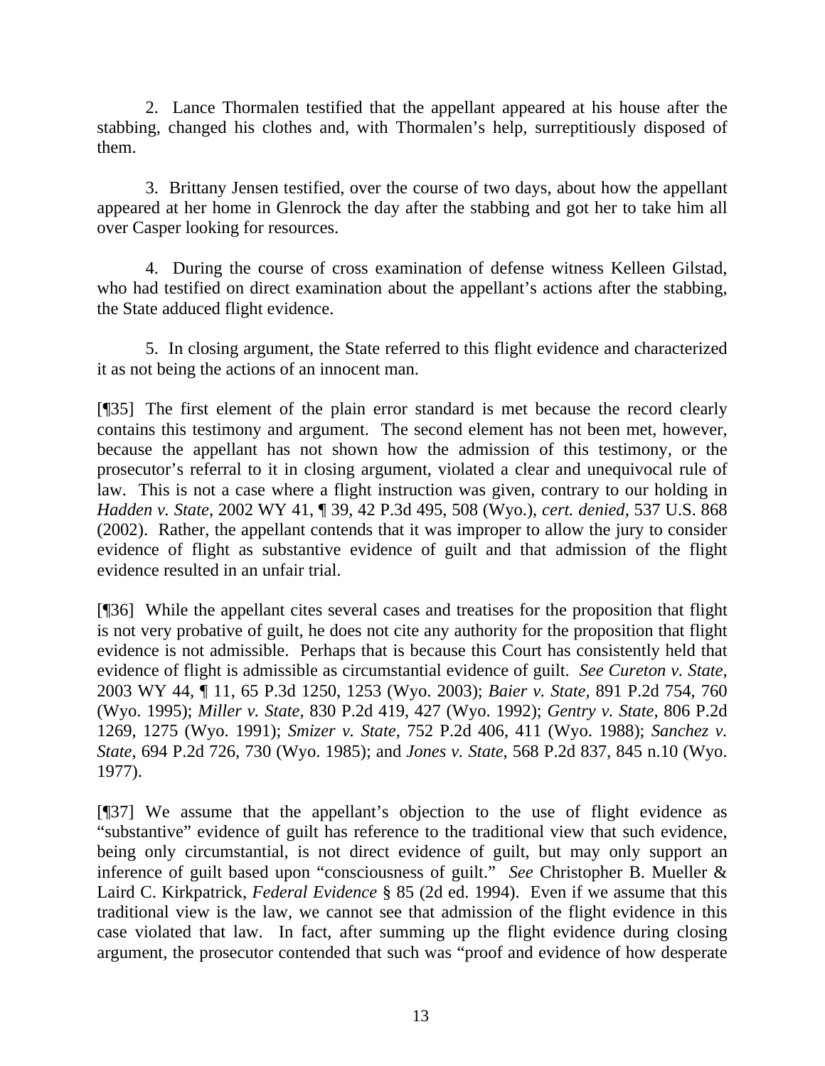2. Lance Thormalen testified that the appellant appeared at his house after the stabbing, changed his clothes and, with Thormalen's help, surreptitiously disposed of them.

3. Brittany Jensen testified, over the course of two days, about how the appellant appeared at her home in Glenrock the day after the stabbing and got her to take him all over Casper looking for resources.

4. During the course of cross examination of defense witness Kelleen Gilstad, who had testified on direct examination about the appellant's actions after the stabbing, the State adduced flight evidence.

5. In closing argument, the State referred to this flight evidence and characterized it as not being the actions of an innocent man.

[¶35] The first element of the plain error standard is met because the record clearly contains this testimony and argument. The second element has not been met, however, because the appellant has not shown how the admission of this testimony, or the prosecutor's referral to it in closing argument, violated a clear and unequivocal rule of law. This is not a case where a flight instruction was given, contrary to our holding in *Hadden v. State*, 2002 WY 41, ¶ 39, 42 P.3d 495, 508 (Wyo.), *cert. denied*, 537 U.S. 868 (2002). Rather, the appellant contends that it was improper to allow the jury to consider evidence of flight as substantive evidence of guilt and that admission of the flight evidence resulted in an unfair trial.

[¶36] While the appellant cites several cases and treatises for the proposition that flight is not very probative of guilt, he does not cite any authority for the proposition that flight evidence is not admissible. Perhaps that is because this Court has consistently held that evidence of flight is admissible as circumstantial evidence of guilt. *See Cureton v. State*, 2003 WY 44, ¶ 11, 65 P.3d 1250, 1253 (Wyo. 2003); *Baier v. State*, 891 P.2d 754, 760 (Wyo. 1995); *Miller v. State*, 830 P.2d 419, 427 (Wyo. 1992); *Gentry v. State*, 806 P.2d 1269, 1275 (Wyo. 1991); *Smizer v. State*, 752 P.2d 406, 411 (Wyo. 1988); *Sanchez v. State*, 694 P.2d 726, 730 (Wyo. 1985); and *Jones v. State*, 568 P.2d 837, 845 n.10 (Wyo. 1977).

[¶37] We assume that the appellant's objection to the use of flight evidence as "substantive" evidence of guilt has reference to the traditional view that such evidence, being only circumstantial, is not direct evidence of guilt, but may only support an inference of guilt based upon "consciousness of guilt." *See* Christopher B. Mueller & Laird C. Kirkpatrick, *Federal Evidence* § 85 (2d ed. 1994). Even if we assume that this traditional view is the law, we cannot see that admission of the flight evidence in this case violated that law. In fact, after summing up the flight evidence during closing argument, the prosecutor contended that such was "proof and evidence of how desperate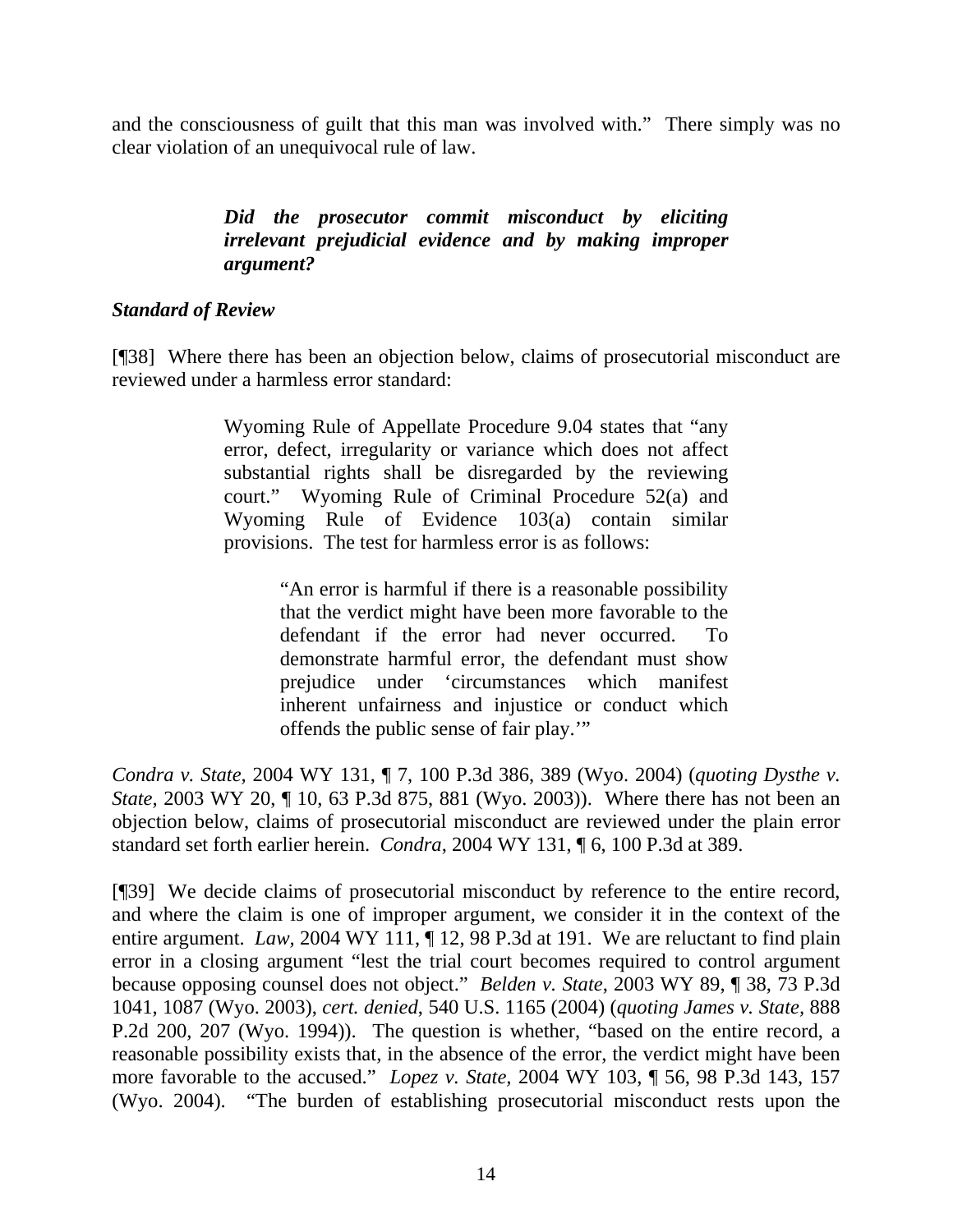and the consciousness of guilt that this man was involved with." There simply was no clear violation of an unequivocal rule of law.

> ***Did the prosecutor commit misconduct by eliciting irrelevant prejudicial evidence and by making improper argument?***

***Standard of Review***

[¶38] Where there has been an objection below, claims of prosecutorial misconduct are reviewed under a harmless error standard:

> Wyoming Rule of Appellate Procedure 9.04 states that "any error, defect, irregularity or variance which does not affect substantial rights shall be disregarded by the reviewing court." Wyoming Rule of Criminal Procedure 52(a) and Wyoming Rule of Evidence 103(a) contain similar provisions. The test for harmless error is as follows:
>
> > "An error is harmful if there is a reasonable possibility that the verdict might have been more favorable to the defendant if the error had never occurred. To demonstrate harmful error, the defendant must show prejudice under 'circumstances which manifest inherent unfairness and injustice or conduct which offends the public sense of fair play.'"

*Condra v. State*, 2004 WY 131, ¶ 7, 100 P.3d 386, 389 (Wyo. 2004) (*quoting Dysthe v. State*, 2003 WY 20, ¶ 10, 63 P.3d 875, 881 (Wyo. 2003)). Where there has not been an objection below, claims of prosecutorial misconduct are reviewed under the plain error standard set forth earlier herein. *Condra*, 2004 WY 131, ¶ 6, 100 P.3d at 389.

[¶39] We decide claims of prosecutorial misconduct by reference to the entire record, and where the claim is one of improper argument, we consider it in the context of the entire argument. *Law*, 2004 WY 111, ¶ 12, 98 P.3d at 191. We are reluctant to find plain error in a closing argument "lest the trial court becomes required to control argument because opposing counsel does not object." *Belden v. State*, 2003 WY 89, ¶ 38, 73 P.3d 1041, 1087 (Wyo. 2003), *cert. denied*, 540 U.S. 1165 (2004) (*quoting James v. State*, 888 P.2d 200, 207 (Wyo. 1994)). The question is whether, "based on the entire record, a reasonable possibility exists that, in the absence of the error, the verdict might have been more favorable to the accused." *Lopez v. State*, 2004 WY 103, ¶ 56, 98 P.3d 143, 157 (Wyo. 2004). "The burden of establishing prosecutorial misconduct rests upon the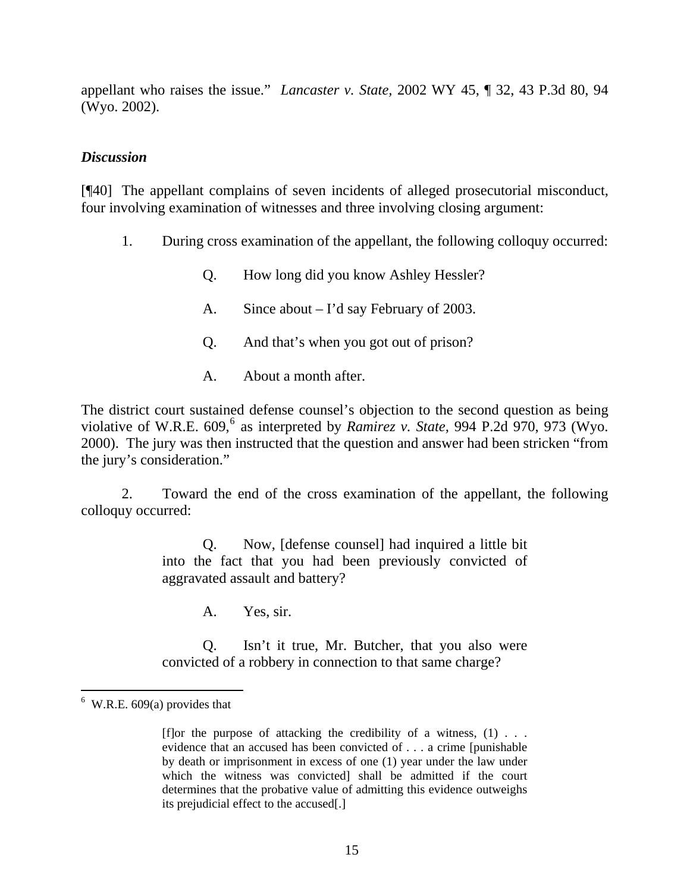appellant who raises the issue." *Lancaster v. State*, 2002 WY 45, ¶ 32, 43 P.3d 80, 94 (Wyo. 2002).

### *Discussion*

[¶40] The appellant complains of seven incidents of alleged prosecutorial misconduct, four involving examination of witnesses and three involving closing argument:

1. During cross examination of the appellant, the following colloquy occurred:

> Q. How long did you know Ashley Hessler?
>
> A. Since about – I'd say February of 2003.
>
> Q. And that's when you got out of prison?
>
> A. About a month after.

The district court sustained defense counsel's objection to the second question as being violative of W.R.E. 609,[6] as interpreted by *Ramirez v. State*, 994 P.2d 970, 973 (Wyo. 2000). The jury was then instructed that the question and answer had been stricken "from the jury's consideration."

2. Toward the end of the cross examination of the appellant, the following colloquy occurred:

> Q. Now, [defense counsel] had inquired a little bit into the fact that you had been previously convicted of aggravated assault and battery?
>
> A. Yes, sir.
>
> Q. Isn't it true, Mr. Butcher, that you also were convicted of a robbery in connection to that same charge?

---

[6] W.R.E. 609(a) provides that

> [f]or the purpose of attacking the credibility of a witness, (1) . . . evidence that an accused has been convicted of . . . a crime [punishable by death or imprisonment in excess of one (1) year under the law under which the witness was convicted] shall be admitted if the court determines that the probative value of admitting this evidence outweighs its prejudicial effect to the accused[.]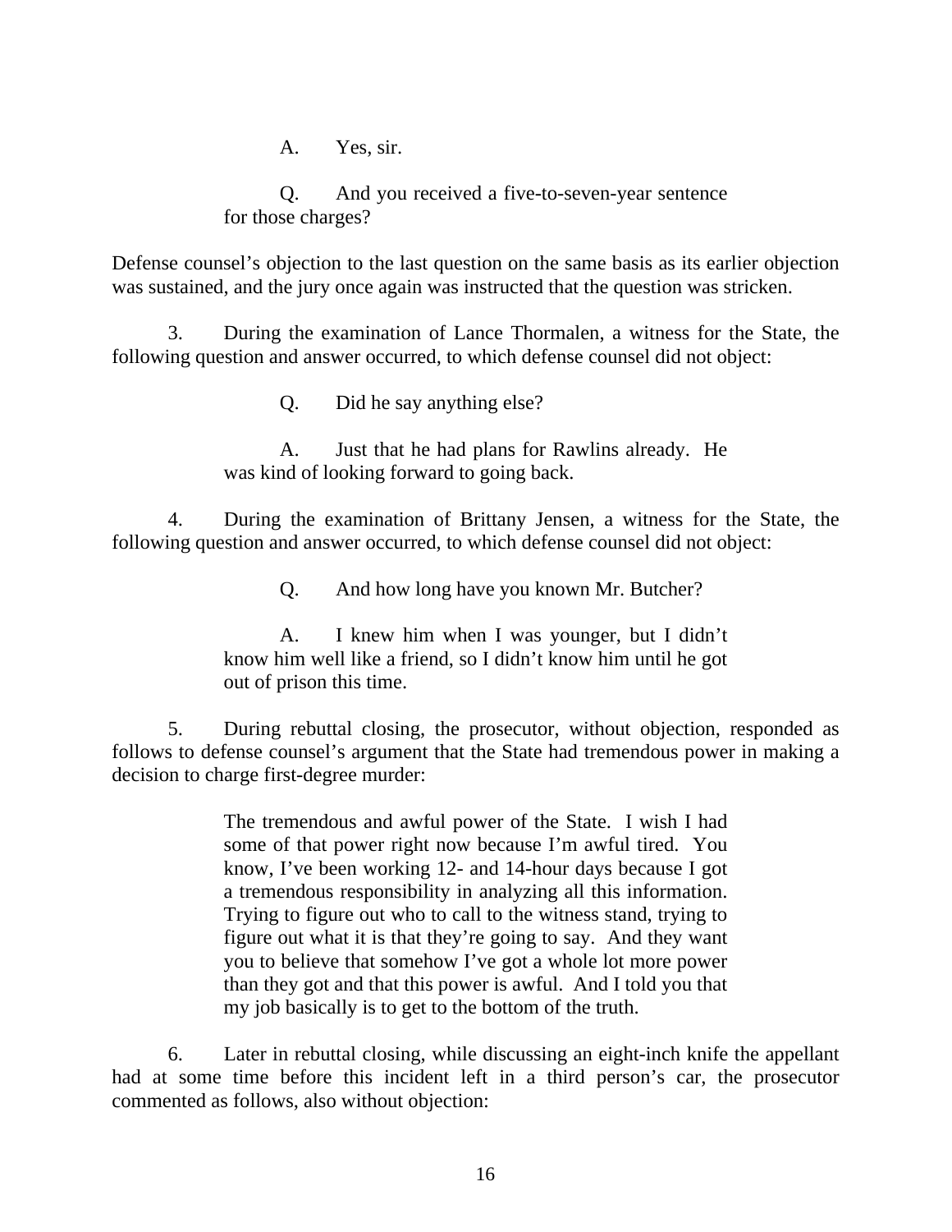> A. Yes, sir.
>
> Q. And you received a five-to-seven-year sentence for those charges?

Defense counsel's objection to the last question on the same basis as its earlier objection was sustained, and the jury once again was instructed that the question was stricken.

3. During the examination of Lance Thormalen, a witness for the State, the following question and answer occurred, to which defense counsel did not object:

> Q. Did he say anything else?
>
> A. Just that he had plans for Rawlins already. He was kind of looking forward to going back.

4. During the examination of Brittany Jensen, a witness for the State, the following question and answer occurred, to which defense counsel did not object:

> Q. And how long have you known Mr. Butcher?
>
> A. I knew him when I was younger, but I didn't know him well like a friend, so I didn't know him until he got out of prison this time.

5. During rebuttal closing, the prosecutor, without objection, responded as follows to defense counsel's argument that the State had tremendous power in making a decision to charge first-degree murder:

> The tremendous and awful power of the State. I wish I had some of that power right now because I'm awful tired. You know, I've been working 12- and 14-hour days because I got a tremendous responsibility in analyzing all this information. Trying to figure out who to call to the witness stand, trying to figure out what it is that they're going to say. And they want you to believe that somehow I've got a whole lot more power than they got and that this power is awful. And I told you that my job basically is to get to the bottom of the truth.

6. Later in rebuttal closing, while discussing an eight-inch knife the appellant had at some time before this incident left in a third person's car, the prosecutor commented as follows, also without objection: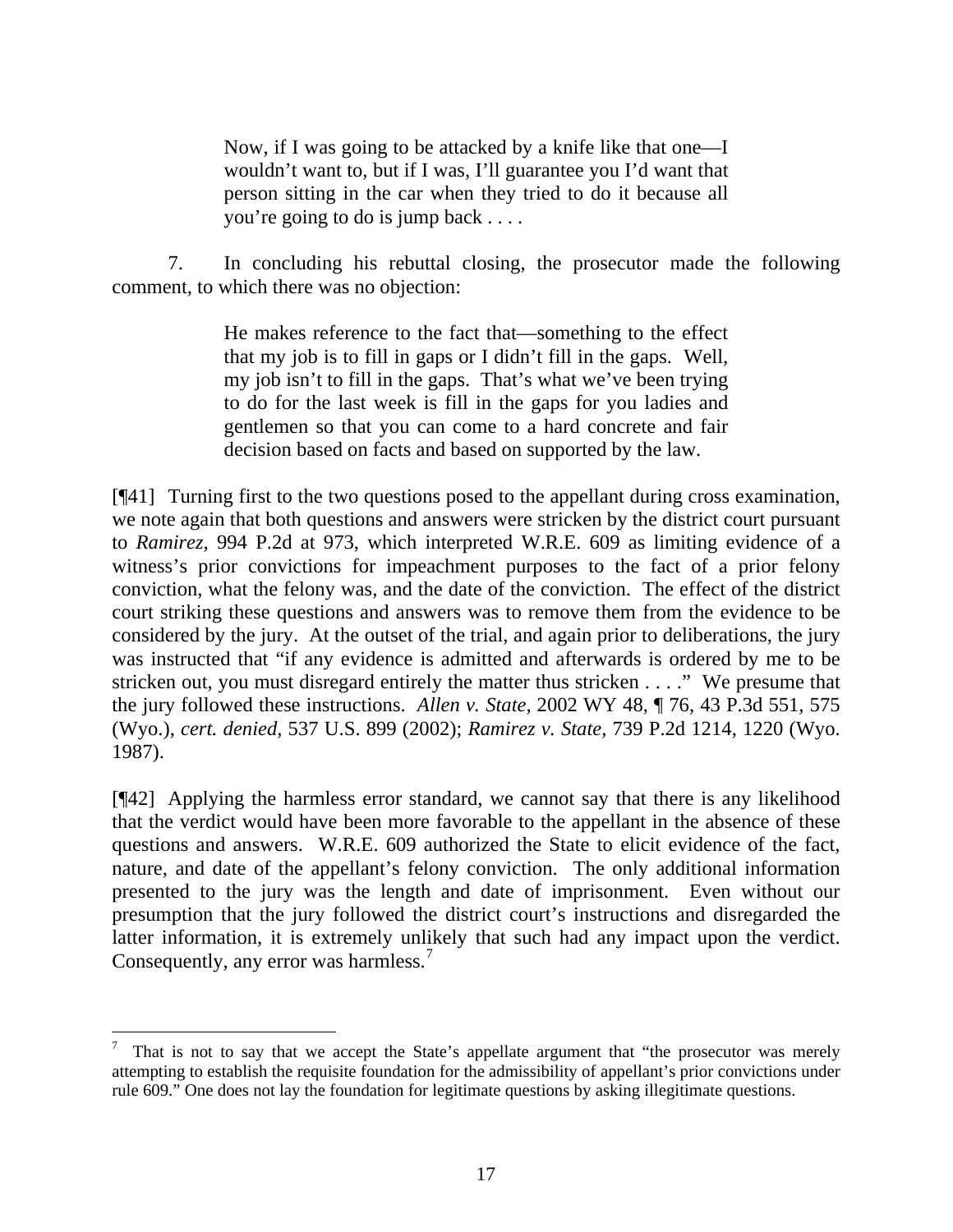> Now, if I was going to be attacked by a knife like that one—I wouldn't want to, but if I was, I'll guarantee you I'd want that person sitting in the car when they tried to do it because all you're going to do is jump back . . . .

7. In concluding his rebuttal closing, the prosecutor made the following comment, to which there was no objection:

> He makes reference to the fact that—something to the effect that my job is to fill in gaps or I didn't fill in the gaps. Well, my job isn't to fill in the gaps. That's what we've been trying to do for the last week is fill in the gaps for you ladies and gentlemen so that you can come to a hard concrete and fair decision based on facts and based on supported by the law.

[¶41] Turning first to the two questions posed to the appellant during cross examination, we note again that both questions and answers were stricken by the district court pursuant to *Ramirez,* 994 P.2d at 973, which interpreted W.R.E. 609 as limiting evidence of a witness's prior convictions for impeachment purposes to the fact of a prior felony conviction, what the felony was, and the date of the conviction. The effect of the district court striking these questions and answers was to remove them from the evidence to be considered by the jury. At the outset of the trial, and again prior to deliberations, the jury was instructed that "if any evidence is admitted and afterwards is ordered by me to be stricken out, you must disregard entirely the matter thus stricken . . . ." We presume that the jury followed these instructions. *Allen v. State,* 2002 WY 48, ¶ 76, 43 P.3d 551, 575 (Wyo.), *cert. denied*, 537 U.S. 899 (2002); *Ramirez v. State,* 739 P.2d 1214, 1220 (Wyo. 1987).

[¶42] Applying the harmless error standard, we cannot say that there is any likelihood that the verdict would have been more favorable to the appellant in the absence of these questions and answers. W.R.E. 609 authorized the State to elicit evidence of the fact, nature, and date of the appellant's felony conviction. The only additional information presented to the jury was the length and date of imprisonment. Even without our presumption that the jury followed the district court's instructions and disregarded the latter information, it is extremely unlikely that such had any impact upon the verdict. Consequently, any error was harmless.[7]

---

[7] That is not to say that we accept the State's appellate argument that "the prosecutor was merely attempting to establish the requisite foundation for the admissibility of appellant's prior convictions under rule 609." One does not lay the foundation for legitimate questions by asking illegitimate questions.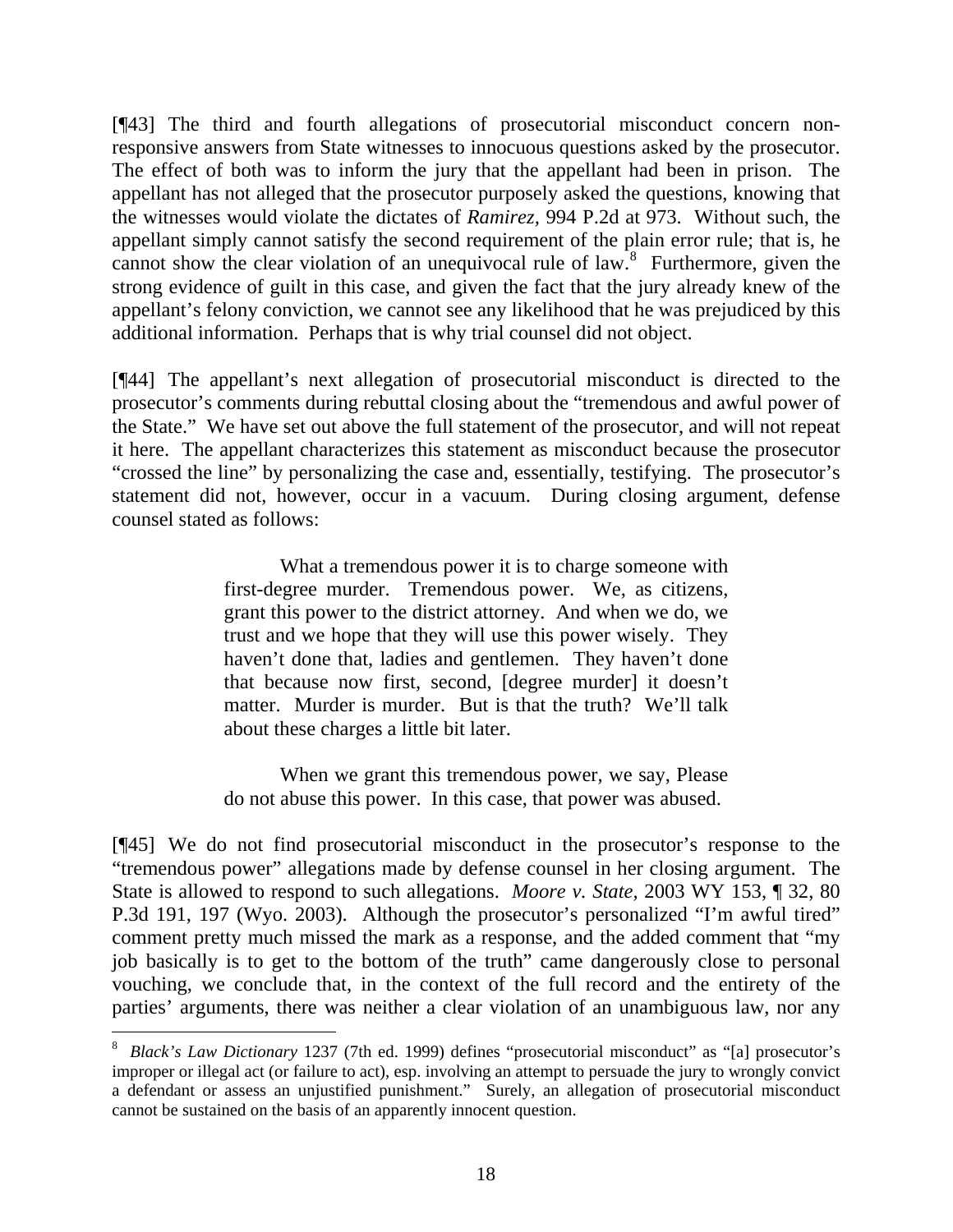[¶43] The third and fourth allegations of prosecutorial misconduct concern non-responsive answers from State witnesses to innocuous questions asked by the prosecutor. The effect of both was to inform the jury that the appellant had been in prison. The appellant has not alleged that the prosecutor purposely asked the questions, knowing that the witnesses would violate the dictates of *Ramirez,* 994 P.2d at 973. Without such, the appellant simply cannot satisfy the second requirement of the plain error rule; that is, he cannot show the clear violation of an unequivocal rule of law.[8] Furthermore, given the strong evidence of guilt in this case, and given the fact that the jury already knew of the appellant's felony conviction, we cannot see any likelihood that he was prejudiced by this additional information. Perhaps that is why trial counsel did not object.

[¶44] The appellant's next allegation of prosecutorial misconduct is directed to the prosecutor's comments during rebuttal closing about the "tremendous and awful power of the State." We have set out above the full statement of the prosecutor, and will not repeat it here. The appellant characterizes this statement as misconduct because the prosecutor "crossed the line" by personalizing the case and, essentially, testifying. The prosecutor's statement did not, however, occur in a vacuum. During closing argument, defense counsel stated as follows:

> What a tremendous power it is to charge someone with first-degree murder. Tremendous power. We, as citizens, grant this power to the district attorney. And when we do, we trust and we hope that they will use this power wisely. They haven't done that, ladies and gentlemen. They haven't done that because now first, second, [degree murder] it doesn't matter. Murder is murder. But is that the truth? We'll talk about these charges a little bit later.
>
> When we grant this tremendous power, we say, Please do not abuse this power. In this case, that power was abused.

[¶45] We do not find prosecutorial misconduct in the prosecutor's response to the "tremendous power" allegations made by defense counsel in her closing argument. The State is allowed to respond to such allegations. *Moore v. State,* 2003 WY 153, ¶ 32, 80 P.3d 191, 197 (Wyo. 2003). Although the prosecutor's personalized "I'm awful tired" comment pretty much missed the mark as a response, and the added comment that "my job basically is to get to the bottom of the truth" came dangerously close to personal vouching, we conclude that, in the context of the full record and the entirety of the parties' arguments, there was neither a clear violation of an unambiguous law, nor any

---

[8] *Black's Law Dictionary* 1237 (7th ed. 1999) defines "prosecutorial misconduct" as "[a] prosecutor's improper or illegal act (or failure to act), esp. involving an attempt to persuade the jury to wrongly convict a defendant or assess an unjustified punishment." Surely, an allegation of prosecutorial misconduct cannot be sustained on the basis of an apparently innocent question.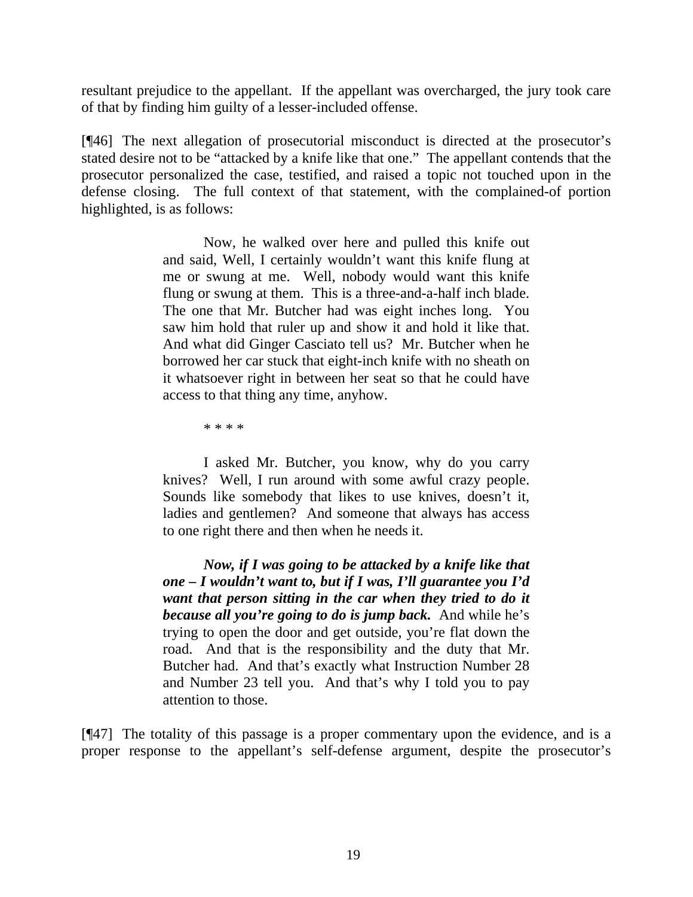resultant prejudice to the appellant. If the appellant was overcharged, the jury took care of that by finding him guilty of a lesser-included offense.

[¶46] The next allegation of prosecutorial misconduct is directed at the prosecutor's stated desire not to be "attacked by a knife like that one." The appellant contends that the prosecutor personalized the case, testified, and raised a topic not touched upon in the defense closing. The full context of that statement, with the complained-of portion highlighted, is as follows:

> Now, he walked over here and pulled this knife out and said, Well, I certainly wouldn't want this knife flung at me or swung at me. Well, nobody would want this knife flung or swung at them. This is a three-and-a-half inch blade. The one that Mr. Butcher had was eight inches long. You saw him hold that ruler up and show it and hold it like that. And what did Ginger Casciato tell us? Mr. Butcher when he borrowed her car stuck that eight-inch knife with no sheath on it whatsoever right in between her seat so that he could have access to that thing any time, anyhow.
>
> * * * *
>
> I asked Mr. Butcher, you know, why do you carry knives? Well, I run around with some awful crazy people. Sounds like somebody that likes to use knives, doesn't it, ladies and gentlemen? And someone that always has access to one right there and then when he needs it.
>
> ***Now, if I was going to be attacked by a knife like that one – I wouldn't want to, but if I was, I'll guarantee you I'd want that person sitting in the car when they tried to do it because all you're going to do is jump back.*** And while he's trying to open the door and get outside, you're flat down the road. And that is the responsibility and the duty that Mr. Butcher had. And that's exactly what Instruction Number 28 and Number 23 tell you. And that's why I told you to pay attention to those.

[¶47] The totality of this passage is a proper commentary upon the evidence, and is a proper response to the appellant's self-defense argument, despite the prosecutor's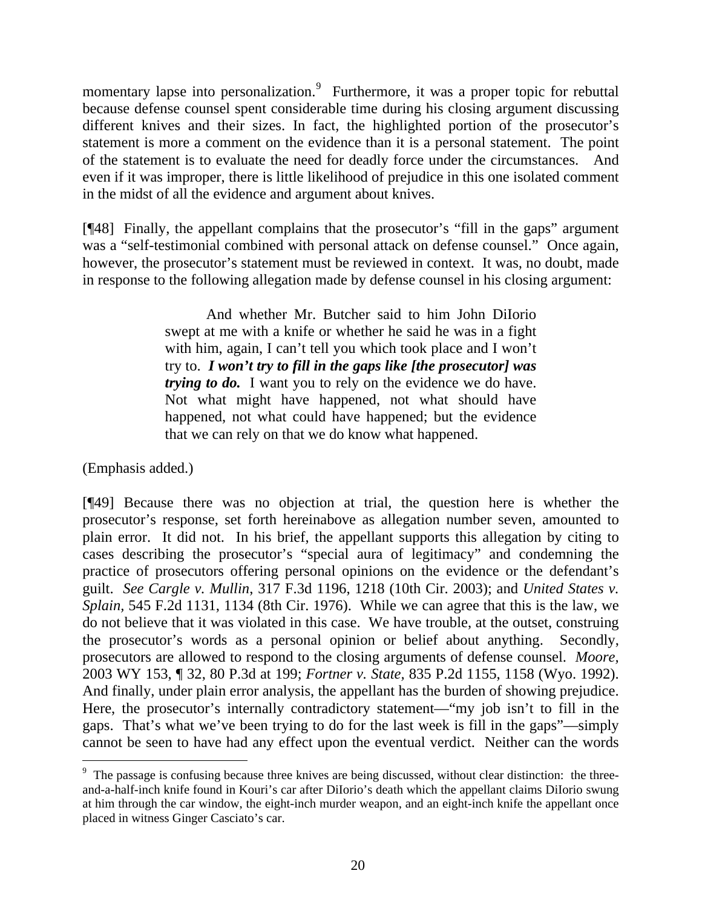momentary lapse into personalization.[9] Furthermore, it was a proper topic for rebuttal because defense counsel spent considerable time during his closing argument discussing different knives and their sizes. In fact, the highlighted portion of the prosecutor's statement is more a comment on the evidence than it is a personal statement. The point of the statement is to evaluate the need for deadly force under the circumstances. And even if it was improper, there is little likelihood of prejudice in this one isolated comment in the midst of all the evidence and argument about knives.

[¶48] Finally, the appellant complains that the prosecutor's "fill in the gaps" argument was a "self-testimonial combined with personal attack on defense counsel." Once again, however, the prosecutor's statement must be reviewed in context. It was, no doubt, made in response to the following allegation made by defense counsel in his closing argument:

> And whether Mr. Butcher said to him John DiIorio swept at me with a knife or whether he said he was in a fight with him, again, I can't tell you which took place and I won't try to. ***I won't try to fill in the gaps like [the prosecutor] was trying to do.*** I want you to rely on the evidence we do have. Not what might have happened, not what should have happened, not what could have happened; but the evidence that we can rely on that we do know what happened.

(Emphasis added.)

[¶49] Because there was no objection at trial, the question here is whether the prosecutor's response, set forth hereinabove as allegation number seven, amounted to plain error. It did not. In his brief, the appellant supports this allegation by citing to cases describing the prosecutor's "special aura of legitimacy" and condemning the practice of prosecutors offering personal opinions on the evidence or the defendant's guilt. *See Cargle v. Mullin,* 317 F.3d 1196, 1218 (10th Cir. 2003); and *United States v. Splain,* 545 F.2d 1131, 1134 (8th Cir. 1976). While we can agree that this is the law, we do not believe that it was violated in this case. We have trouble, at the outset, construing the prosecutor's words as a personal opinion or belief about anything. Secondly, prosecutors are allowed to respond to the closing arguments of defense counsel. *Moore*, 2003 WY 153, ¶ 32, 80 P.3d at 199; *Fortner v. State*, 835 P.2d 1155, 1158 (Wyo. 1992). And finally, under plain error analysis, the appellant has the burden of showing prejudice. Here, the prosecutor's internally contradictory statement—"my job isn't to fill in the gaps. That's what we've been trying to do for the last week is fill in the gaps"—simply cannot be seen to have had any effect upon the eventual verdict. Neither can the words

---

[9] The passage is confusing because three knives are being discussed, without clear distinction: the three-and-a-half-inch knife found in Kouri's car after DiIorio's death which the appellant claims DiIorio swung at him through the car window, the eight-inch murder weapon, and an eight-inch knife the appellant once placed in witness Ginger Casciato's car.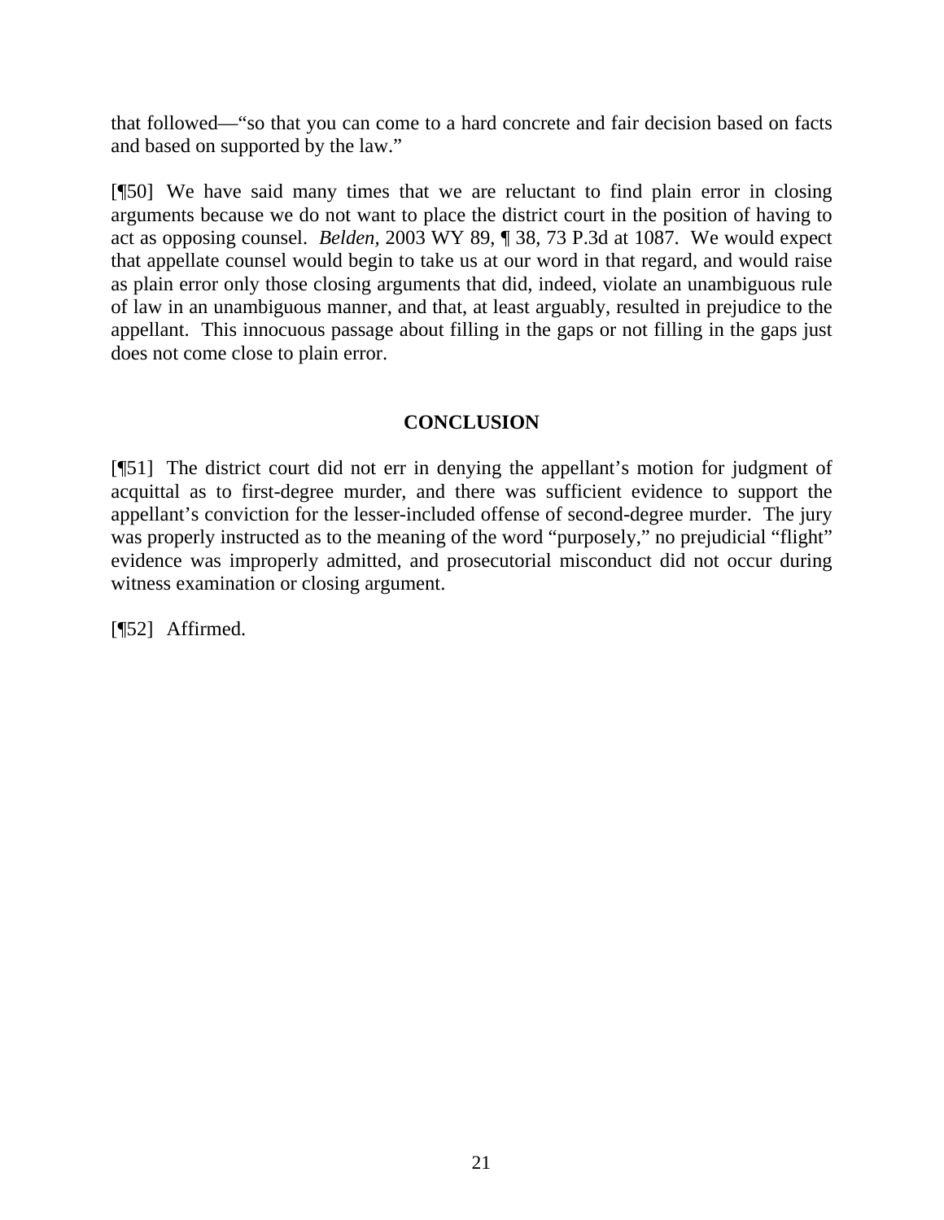that followed—"so that you can come to a hard concrete and fair decision based on facts and based on supported by the law."

[¶50] We have said many times that we are reluctant to find plain error in closing arguments because we do not want to place the district court in the position of having to act as opposing counsel. *Belden,* 2003 WY 89, ¶ 38, 73 P.3d at 1087. We would expect that appellate counsel would begin to take us at our word in that regard, and would raise as plain error only those closing arguments that did, indeed, violate an unambiguous rule of law in an unambiguous manner, and that, at least arguably, resulted in prejudice to the appellant. This innocuous passage about filling in the gaps or not filling in the gaps just does not come close to plain error.

## CONCLUSION

[¶51] The district court did not err in denying the appellant's motion for judgment of acquittal as to first-degree murder, and there was sufficient evidence to support the appellant's conviction for the lesser-included offense of second-degree murder. The jury was properly instructed as to the meaning of the word "purposely," no prejudicial "flight" evidence was improperly admitted, and prosecutorial misconduct did not occur during witness examination or closing argument.

[¶52] Affirmed.